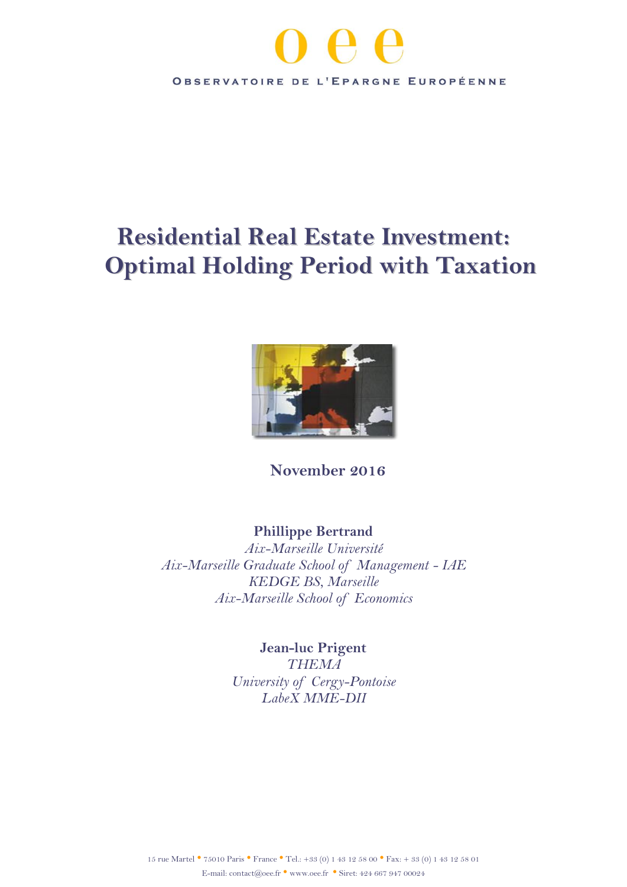oee

OBSERVATOIRE DE L'EPARGNE EUROPÉENNE

# Residential Real Estate Investment: Optimal Holding Period with Taxation

**November 2016**

**Phillippe Bertrand**

*Aix-Marseille Université*

*Aix-Marseille Graduate School of Management - IAE*

*KEDGE BS, Marseille*

*Aix-Marseille School of Economics*

**Jean-luc Prigent**

*THEMA*

*University of Cergy-Pontoise*

*LabeX MME-DII*

15 rue Martel • 75010 Paris • France • Tel.: +33 (0) 1 43 12 58 00 • Fax: + 33 (0) 1 43 12 58 01

E-mail: contact@oee.fr • www.oee.fr • Siret: 424 667 947 00024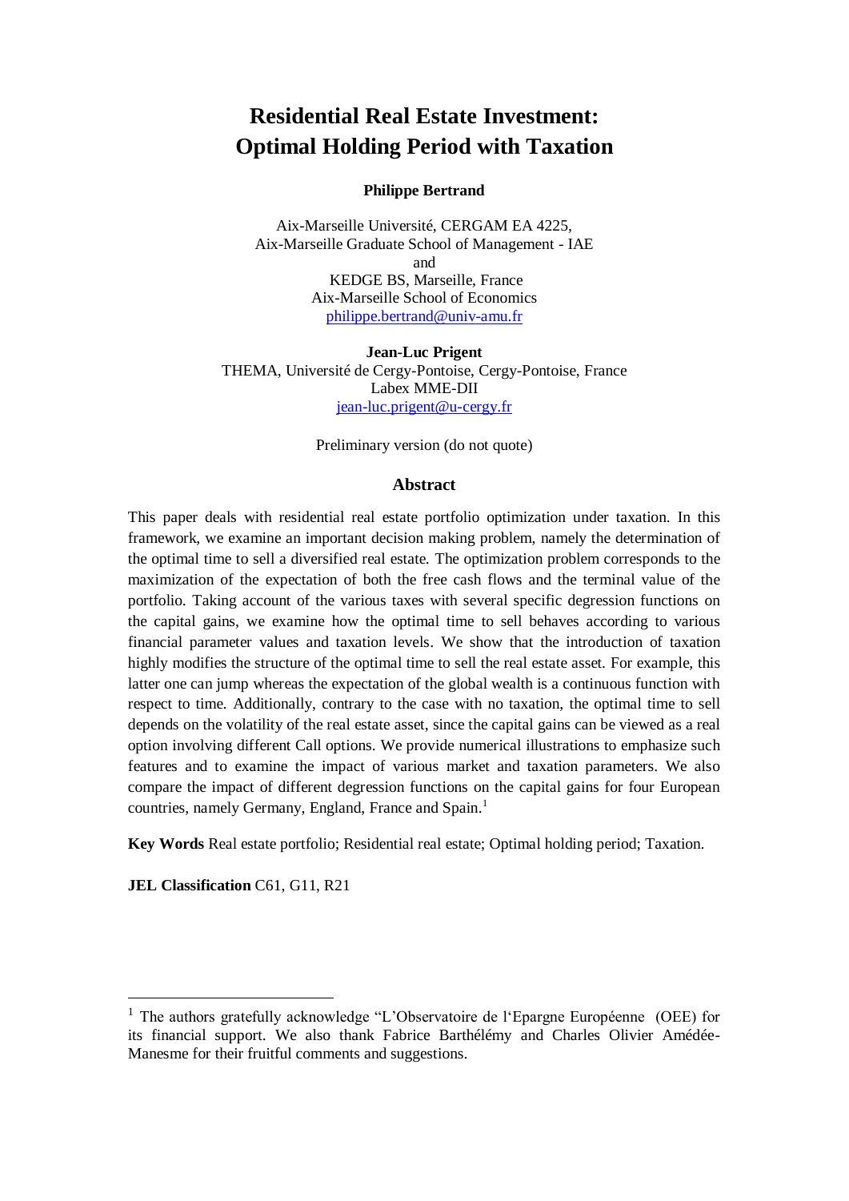# Residential Real Estate Investment: Optimal Holding Period with Taxation

**Philippe Bertrand**

Aix-Marseille Université, CERGAM EA 4225,
Aix-Marseille Graduate School of Management - IAE
and
KEDGE BS, Marseille, France
Aix-Marseille School of Economics
philippe.bertrand@univ-amu.fr

**Jean-Luc Prigent**
THEMA, Université de Cergy-Pontoise, Cergy-Pontoise, France
Labex MME-DII
jean-luc.prigent@u-cergy.fr

Preliminary version (do not quote)

## Abstract

This paper deals with residential real estate portfolio optimization under taxation. In this framework, we examine an important decision making problem, namely the determination of the optimal time to sell a diversified real estate. The optimization problem corresponds to the maximization of the expectation of both the free cash flows and the terminal value of the portfolio. Taking account of the various taxes with several specific degression functions on the capital gains, we examine how the optimal time to sell behaves according to various financial parameter values and taxation levels. We show that the introduction of taxation highly modifies the structure of the optimal time to sell the real estate asset. For example, this latter one can jump whereas the expectation of the global wealth is a continuous function with respect to time. Additionally, contrary to the case with no taxation, the optimal time to sell depends on the volatility of the real estate asset, since the capital gains can be viewed as a real option involving different Call options. We provide numerical illustrations to emphasize such features and to examine the impact of various market and taxation parameters. We also compare the impact of different degression functions on the capital gains for four European countries, namely Germany, England, France and Spain.[1]

**Key Words** Real estate portfolio; Residential real estate; Optimal holding period; Taxation.

**JEL Classification** C61, G11, R21

[1] The authors gratefully acknowledge "L'Observatoire de l'Epargne Européenne (OEE) for its financial support. We also thank Fabrice Barthélémy and Charles Olivier Amédée-Manesme for their fruitful comments and suggestions.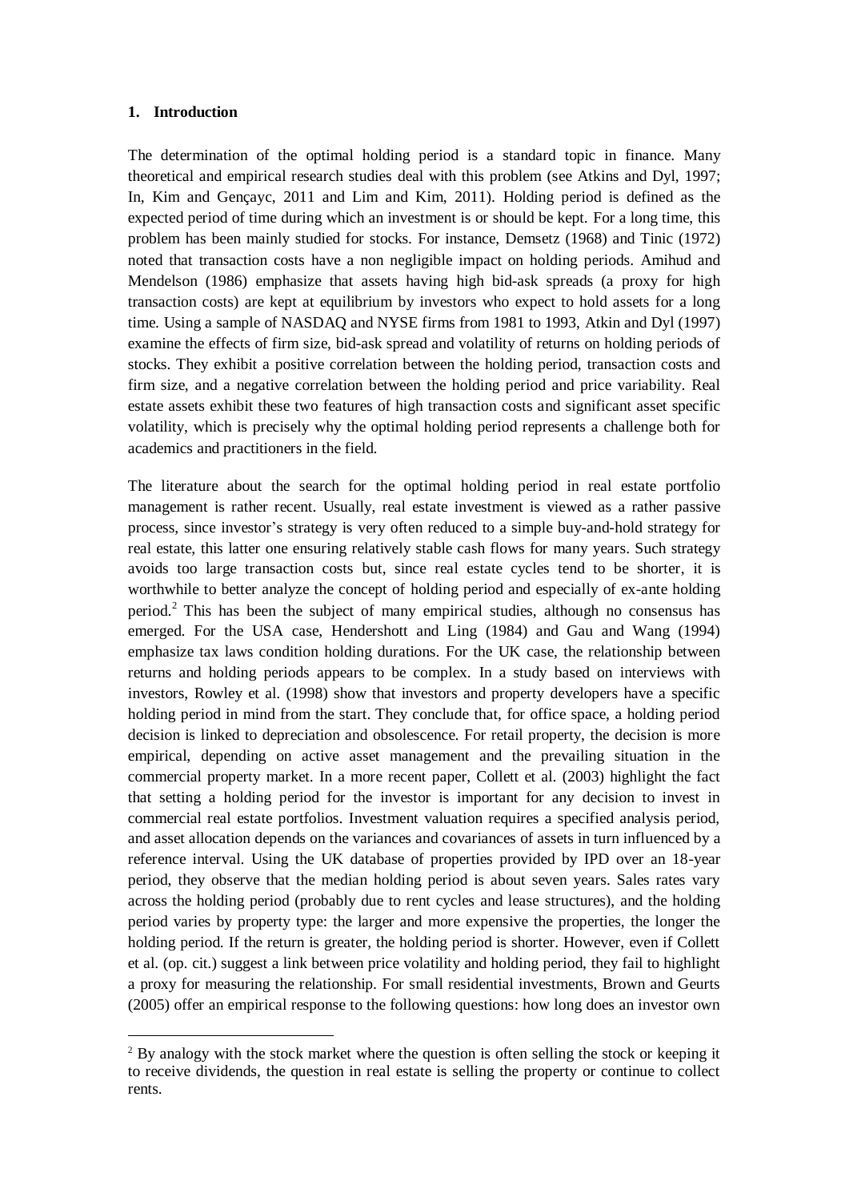## 1. Introduction

The determination of the optimal holding period is a standard topic in finance. Many theoretical and empirical research studies deal with this problem (see Atkins and Dyl, 1997; In, Kim and Gençayc, 2011 and Lim and Kim, 2011). Holding period is defined as the expected period of time during which an investment is or should be kept. For a long time, this problem has been mainly studied for stocks. For instance, Demsetz (1968) and Tinic (1972) noted that transaction costs have a non negligible impact on holding periods. Amihud and Mendelson (1986) emphasize that assets having high bid-ask spreads (a proxy for high transaction costs) are kept at equilibrium by investors who expect to hold assets for a long time. Using a sample of NASDAQ and NYSE firms from 1981 to 1993, Atkin and Dyl (1997) examine the effects of firm size, bid-ask spread and volatility of returns on holding periods of stocks. They exhibit a positive correlation between the holding period, transaction costs and firm size, and a negative correlation between the holding period and price variability. Real estate assets exhibit these two features of high transaction costs and significant asset specific volatility, which is precisely why the optimal holding period represents a challenge both for academics and practitioners in the field.

The literature about the search for the optimal holding period in real estate portfolio management is rather recent. Usually, real estate investment is viewed as a rather passive process, since investor's strategy is very often reduced to a simple buy-and-hold strategy for real estate, this latter one ensuring relatively stable cash flows for many years. Such strategy avoids too large transaction costs but, since real estate cycles tend to be shorter, it is worthwhile to better analyze the concept of holding period and especially of ex-ante holding period.[2] This has been the subject of many empirical studies, although no consensus has emerged. For the USA case, Hendershott and Ling (1984) and Gau and Wang (1994) emphasize tax laws condition holding durations. For the UK case, the relationship between returns and holding periods appears to be complex. In a study based on interviews with investors, Rowley et al. (1998) show that investors and property developers have a specific holding period in mind from the start. They conclude that, for office space, a holding period decision is linked to depreciation and obsolescence. For retail property, the decision is more empirical, depending on active asset management and the prevailing situation in the commercial property market. In a more recent paper, Collett et al. (2003) highlight the fact that setting a holding period for the investor is important for any decision to invest in commercial real estate portfolios. Investment valuation requires a specified analysis period, and asset allocation depends on the variances and covariances of assets in turn influenced by a reference interval. Using the UK database of properties provided by IPD over an 18-year period, they observe that the median holding period is about seven years. Sales rates vary across the holding period (probably due to rent cycles and lease structures), and the holding period varies by property type: the larger and more expensive the properties, the longer the holding period. If the return is greater, the holding period is shorter. However, even if Collett et al. (op. cit.) suggest a link between price volatility and holding period, they fail to highlight a proxy for measuring the relationship. For small residential investments, Brown and Geurts (2005) offer an empirical response to the following questions: how long does an investor own

---

[2] By analogy with the stock market where the question is often selling the stock or keeping it to receive dividends, the question in real estate is selling the property or continue to collect rents.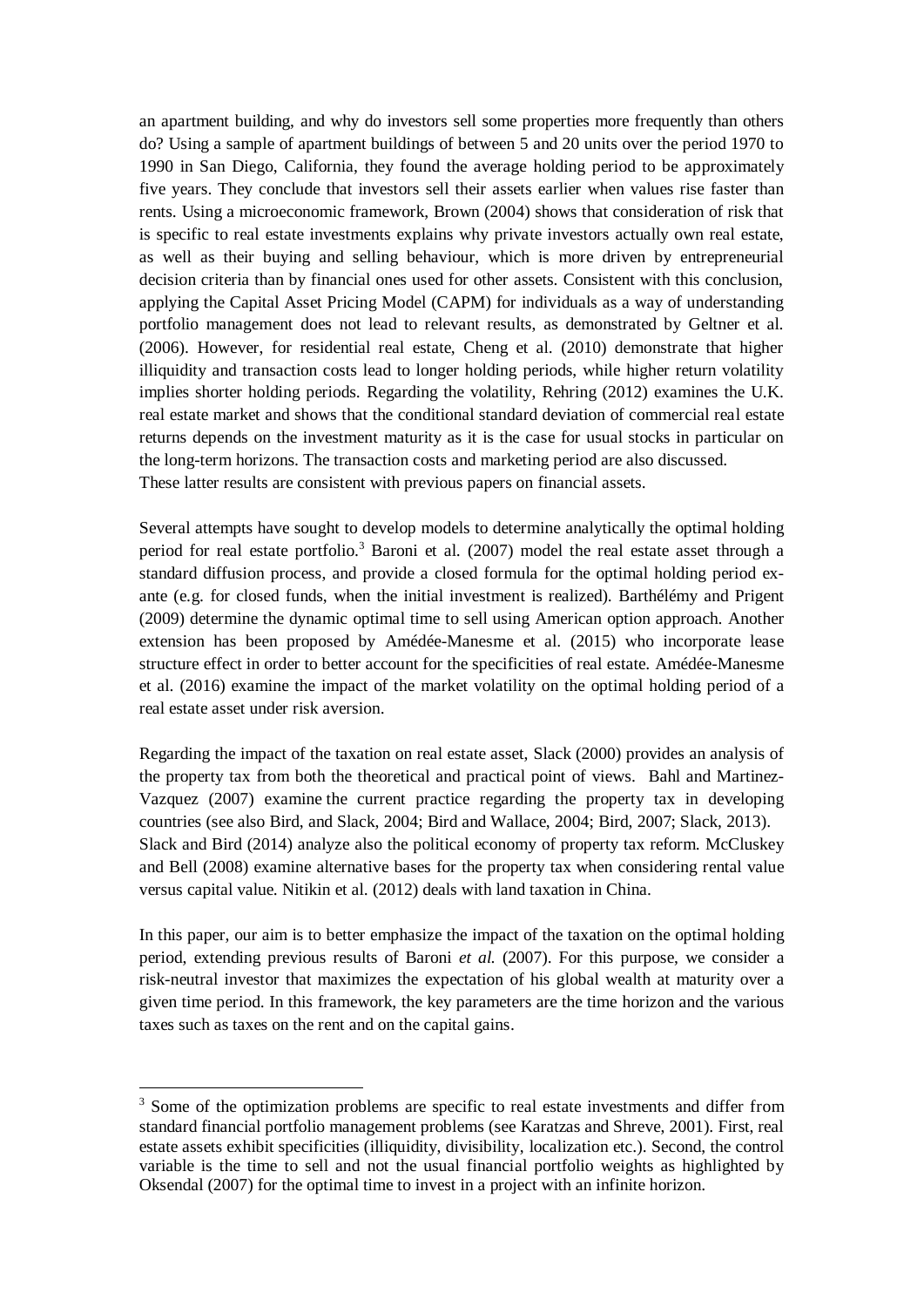an apartment building, and why do investors sell some properties more frequently than others do? Using a sample of apartment buildings of between 5 and 20 units over the period 1970 to 1990 in San Diego, California, they found the average holding period to be approximately five years. They conclude that investors sell their assets earlier when values rise faster than rents. Using a microeconomic framework, Brown (2004) shows that consideration of risk that is specific to real estate investments explains why private investors actually own real estate, as well as their buying and selling behaviour, which is more driven by entrepreneurial decision criteria than by financial ones used for other assets. Consistent with this conclusion, applying the Capital Asset Pricing Model (CAPM) for individuals as a way of understanding portfolio management does not lead to relevant results, as demonstrated by Geltner et al. (2006). However, for residential real estate, Cheng et al. (2010) demonstrate that higher illiquidity and transaction costs lead to longer holding periods, while higher return volatility implies shorter holding periods. Regarding the volatility, Rehring (2012) examines the U.K. real estate market and shows that the conditional standard deviation of commercial real estate returns depends on the investment maturity as it is the case for usual stocks in particular on the long-term horizons. The transaction costs and marketing period are also discussed. These latter results are consistent with previous papers on financial assets.

Several attempts have sought to develop models to determine analytically the optimal holding period for real estate portfolio.[3] Baroni et al. (2007) model the real estate asset through a standard diffusion process, and provide a closed formula for the optimal holding period ex-ante (e.g. for closed funds, when the initial investment is realized). Barthélémy and Prigent (2009) determine the dynamic optimal time to sell using American option approach. Another extension has been proposed by Amédée-Manesme et al. (2015) who incorporate lease structure effect in order to better account for the specificities of real estate. Amédée-Manesme et al. (2016) examine the impact of the market volatility on the optimal holding period of a real estate asset under risk aversion.

Regarding the impact of the taxation on real estate asset, Slack (2000) provides an analysis of the property tax from both the theoretical and practical point of views. Bahl and Martinez-Vazquez (2007) examine the current practice regarding the property tax in developing countries (see also Bird, and Slack, 2004; Bird and Wallace, 2004; Bird, 2007; Slack, 2013). Slack and Bird (2014) analyze also the political economy of property tax reform. McCluskey and Bell (2008) examine alternative bases for the property tax when considering rental value versus capital value. Nitikin et al. (2012) deals with land taxation in China.

In this paper, our aim is to better emphasize the impact of the taxation on the optimal holding period, extending previous results of Baroni *et al.* (2007). For this purpose, we consider a risk-neutral investor that maximizes the expectation of his global wealth at maturity over a given time period. In this framework, the key parameters are the time horizon and the various taxes such as taxes on the rent and on the capital gains.

[3] Some of the optimization problems are specific to real estate investments and differ from standard financial portfolio management problems (see Karatzas and Shreve, 2001). First, real estate assets exhibit specificities (illiquidity, divisibility, localization etc.). Second, the control variable is the time to sell and not the usual financial portfolio weights as highlighted by Oksendal (2007) for the optimal time to invest in a project with an infinite horizon.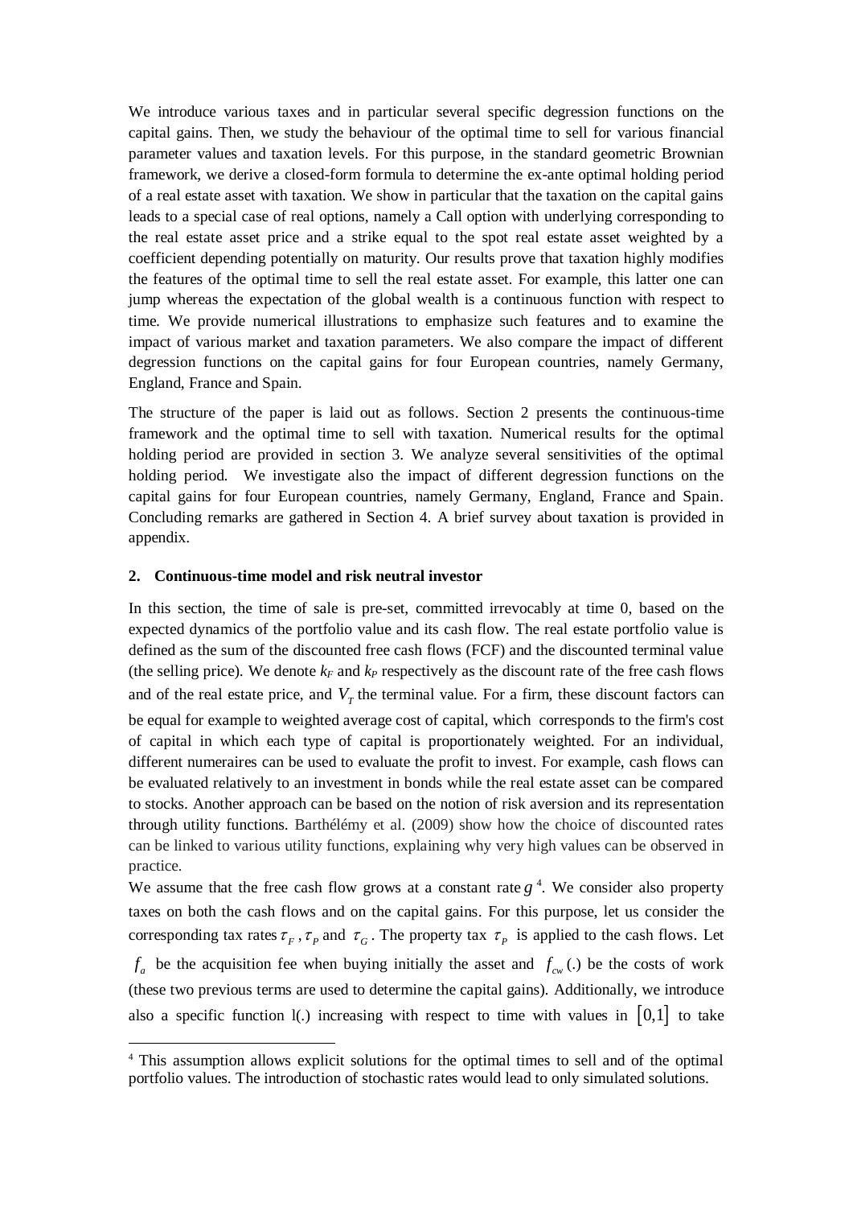We introduce various taxes and in particular several specific degression functions on the capital gains. Then, we study the behaviour of the optimal time to sell for various financial parameter values and taxation levels. For this purpose, in the standard geometric Brownian framework, we derive a closed-form formula to determine the ex-ante optimal holding period of a real estate asset with taxation. We show in particular that the taxation on the capital gains leads to a special case of real options, namely a Call option with underlying corresponding to the real estate asset price and a strike equal to the spot real estate asset weighted by a coefficient depending potentially on maturity. Our results prove that taxation highly modifies the features of the optimal time to sell the real estate asset. For example, this latter one can jump whereas the expectation of the global wealth is a continuous function with respect to time. We provide numerical illustrations to emphasize such features and to examine the impact of various market and taxation parameters. We also compare the impact of different degression functions on the capital gains for four European countries, namely Germany, England, France and Spain.

The structure of the paper is laid out as follows. Section 2 presents the continuous-time framework and the optimal time to sell with taxation. Numerical results for the optimal holding period are provided in section 3. We analyze several sensitivities of the optimal holding period. We investigate also the impact of different degression functions on the capital gains for four European countries, namely Germany, England, France and Spain. Concluding remarks are gathered in Section 4. A brief survey about taxation is provided in appendix.

## 2. Continuous-time model and risk neutral investor

In this section, the time of sale is pre-set, committed irrevocably at time 0, based on the expected dynamics of the portfolio value and its cash flow. The real estate portfolio value is defined as the sum of the discounted free cash flows (FCF) and the discounted terminal value (the selling price). We denote $k_F$ and $k_P$ respectively as the discount rate of the free cash flows and of the real estate price, and $V_T$ the terminal value. For a firm, these discount factors can be equal for example to weighted average cost of capital, which corresponds to the firm's cost of capital in which each type of capital is proportionately weighted. For an individual, different numeraires can be used to evaluate the profit to invest. For example, cash flows can be evaluated relatively to an investment in bonds while the real estate asset can be compared to stocks. Another approach can be based on the notion of risk aversion and its representation through utility functions. Barthélémy et al. (2009) show how the choice of discounted rates can be linked to various utility functions, explaining why very high values can be observed in practice.

We assume that the free cash flow grows at a constant rate $g$ [4]. We consider also property taxes on both the cash flows and on the capital gains. For this purpose, let us consider the corresponding tax rates $\tau_F$, $\tau_P$ and $\tau_G$. The property tax $\tau_P$ is applied to the cash flows. Let $f_a$ be the acquisition fee when buying initially the asset and $f_{cw}(.)$ be the costs of work (these two previous terms are used to determine the capital gains). Additionally, we introduce also a specific function l(.) increasing with respect to time with values in $[0,1]$ to take

[4] This assumption allows explicit solutions for the optimal times to sell and of the optimal portfolio values. The introduction of stochastic rates would lead to only simulated solutions.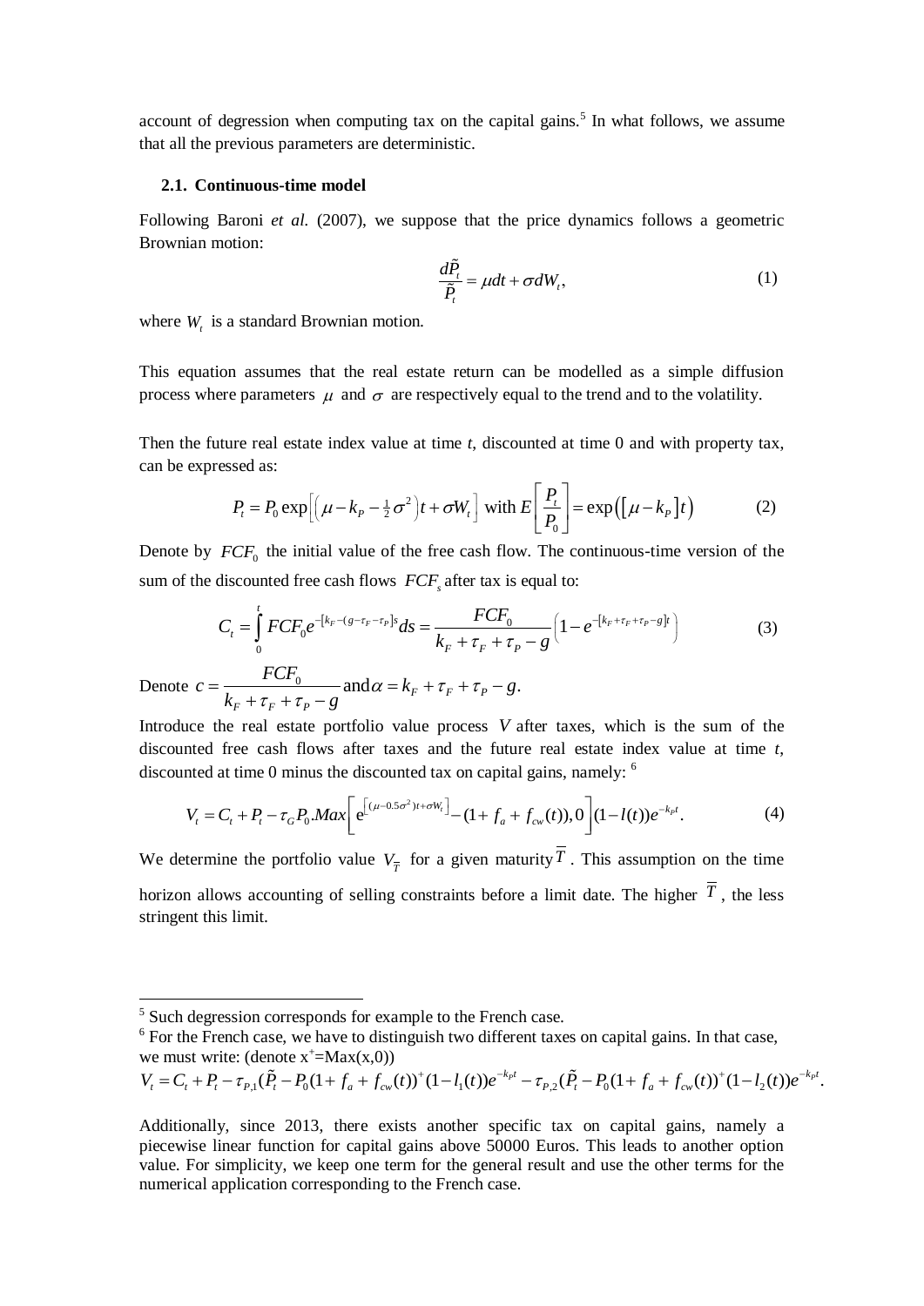account of degression when computing tax on the capital gains.[5] In what follows, we assume that all the previous parameters are deterministic.

### 2.1. Continuous-time model

Following Baroni *et al.* (2007), we suppose that the price dynamics follows a geometric Brownian motion:

$$\frac{d\tilde{P}_t}{\tilde{P}_t} = \mu dt + \sigma dW_t, \tag{1}$$

where $W_t$ is a standard Brownian motion.

This equation assumes that the real estate return can be modelled as a simple diffusion process where parameters $\mu$ and $\sigma$ are respectively equal to the trend and to the volatility.

Then the future real estate index value at time *t*, discounted at time 0 and with property tax, can be expressed as:

$$P_t = P_0 \exp\left[\left(\mu - k_P - \tfrac{1}{2}\sigma^2\right)t + \sigma W_t\right] \text{ with } E\left[\frac{P_t}{P_0}\right] = \exp\left(\left[\mu - k_P\right]t\right) \tag{2}$$

Denote by $FCF_0$ the initial value of the free cash flow. The continuous-time version of the sum of the discounted free cash flows $FCF_s$ after tax is equal to:

$$C_t = \int_0^t FCF_0 e^{-\left[k_F - (g - \tau_F - \tau_P)\right]s} ds = \frac{FCF_0}{k_F + \tau_F + \tau_P - g}\left(1 - e^{-\left[k_F + \tau_F + \tau_P - g\right]t}\right) \tag{3}$$

Denote $c = \dfrac{FCF_0}{k_F + \tau_F + \tau_P - g}$ and $\alpha = k_F + \tau_F + \tau_P - g.$

Introduce the real estate portfolio value process $V$ after taxes, which is the sum of the discounted free cash flows after taxes and the future real estate index value at time *t*, discounted at time 0 minus the discounted tax on capital gains, namely: [6]

$$V_t = C_t + P_t - \tau_G P_0 . Max\left[e^{\left[(\mu - 0.5\sigma^2)t + \sigma W_t\right]} - (1 + f_a + f_{cw}(t)), 0\right](1 - l(t))e^{-k_P t}. \tag{4}$$

We determine the portfolio value $V_{\overline{T}}$ for a given maturity $\overline{T}$. This assumption on the time horizon allows accounting of selling constraints before a limit date. The higher $\overline{T}$, the less stringent this limit.

---

[5] Such degression corresponds for example to the French case.

[6] For the French case, we have to distinguish two different taxes on capital gains. In that case, we must write: (denote $x^+ = \text{Max}(x,0)$)

$$V_t = C_t + P_t - \tau_{P,1}(\tilde{P}_t - P_0(1 + f_a + f_{cw}(t))^+(1 - l_1(t))e^{-k_P t} - \tau_{P,2}(\tilde{P}_t - P_0(1 + f_a + f_{cw}(t))^+(1 - l_2(t))e^{-k_P t}.$$

Additionally, since 2013, there exists another specific tax on capital gains, namely a piecewise linear function for capital gains above 50000 Euros. This leads to another option value. For simplicity, we keep one term for the general result and use the other terms for the numerical application corresponding to the French case.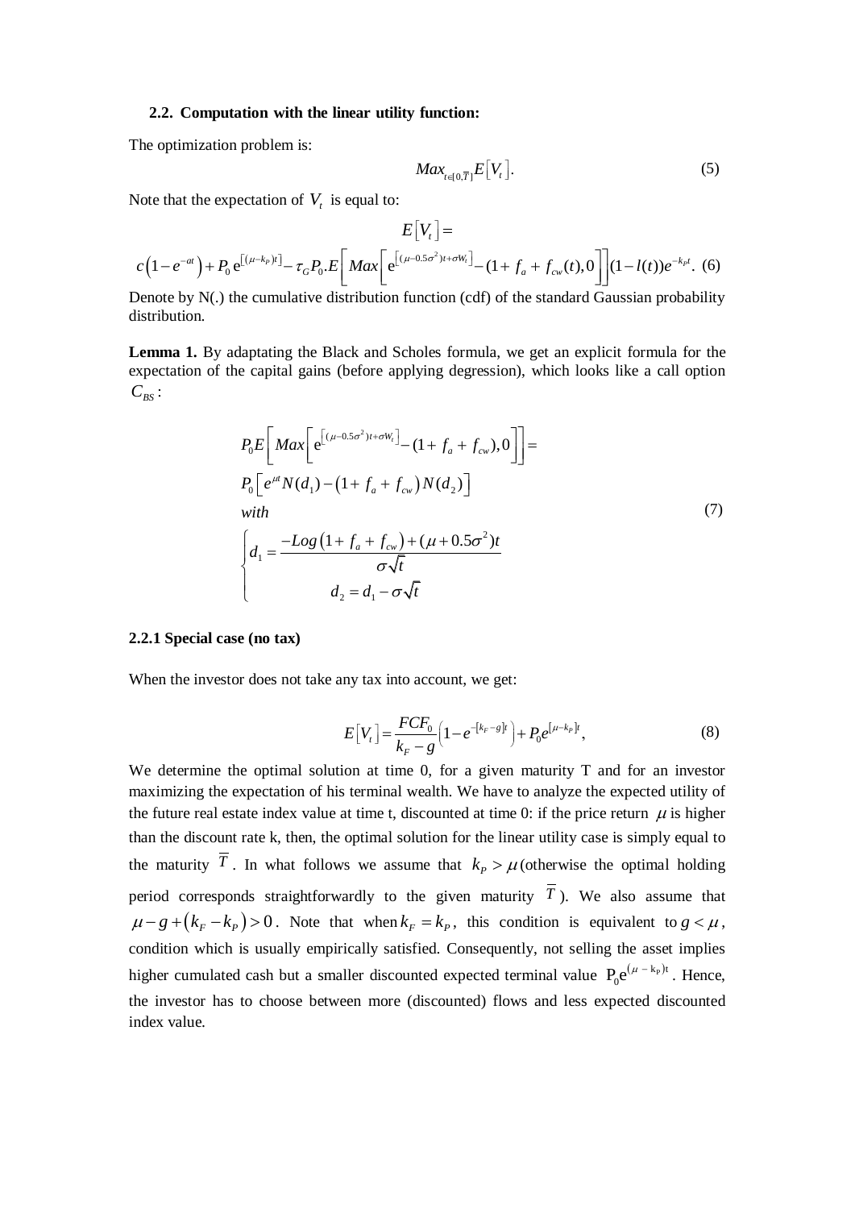### 2.2. Computation with the linear utility function:

The optimization problem is:

$$Max_{t\in[0,\overline{T}]} E\left[V_t\right]. \tag{5}$$

Note that the expectation of $V_t$ is equal to:

$$E\left[V_t\right]=$$

$$c\left(1-e^{-at}\right)+P_0\,\mathrm{e}^{\left[(\mu-k_P)t\right]}-\tau_G P_0.E\left[Max\left[\mathrm{e}^{\left[(\mu-0.5\sigma^2)t+\sigma W_t\right]}-(1+f_a+f_{cw}(t),0\right]\right](1-l(t))e^{-k_P t}. \tag{6}$$

Denote by N(.) the cumulative distribution function (cdf) of the standard Gaussian probability distribution.

**Lemma 1.** By adaptating the Black and Scholes formula, we get an explicit formula for the expectation of the capital gains (before applying degression), which looks like a call option $C_{BS}$:

$$\begin{aligned}
&P_0 E\left[Max\left[\mathrm{e}^{\left[(\mu-0.5\sigma^2)t+\sigma W_t\right]}-(1+f_a+f_{cw}),0\right]\right]= \\
&P_0\left[e^{\mu t}N(d_1)-\left(1+f_a+f_{cw}\right)N(d_2)\right] \\
&with \\
&\begin{cases} d_1=\dfrac{-Log\left(1+f_a+f_{cw}\right)+(\mu+0.5\sigma^2)t}{\sigma\sqrt{t}} \\ d_2=d_1-\sigma\sqrt{t} \end{cases}
\end{aligned} \tag{7}$$

#### 2.2.1 Special case (no tax)

When the investor does not take any tax into account, we get:

$$E\left[V_t\right]=\frac{FCF_0}{k_F-g}\left(1-e^{-\left[k_F-g\right]t}\right)+P_0 e^{\left[\mu-k_P\right]t}, \tag{8}$$

We determine the optimal solution at time 0, for a given maturity T and for an investor maximizing the expectation of his terminal wealth. We have to analyze the expected utility of the future real estate index value at time t, discounted at time 0: if the price return $\mu$ is higher than the discount rate k, then, the optimal solution for the linear utility case is simply equal to the maturity $\overline{T}$. In what follows we assume that $k_P>\mu$ (otherwise the optimal holding period corresponds straightforwardly to the given maturity $\overline{T}$). We also assume that $\mu-g+\left(k_F-k_P\right)>0$. Note that when $k_F=k_P$, this condition is equivalent to $g<\mu$, condition which is usually empirically satisfied. Consequently, not selling the asset implies higher cumulated cash but a smaller discounted expected terminal value $\mathrm{P}_0\mathrm{e}^{(\mu-\mathrm{k}_P)t}$. Hence, the investor has to choose between more (discounted) flows and less expected discounted index value.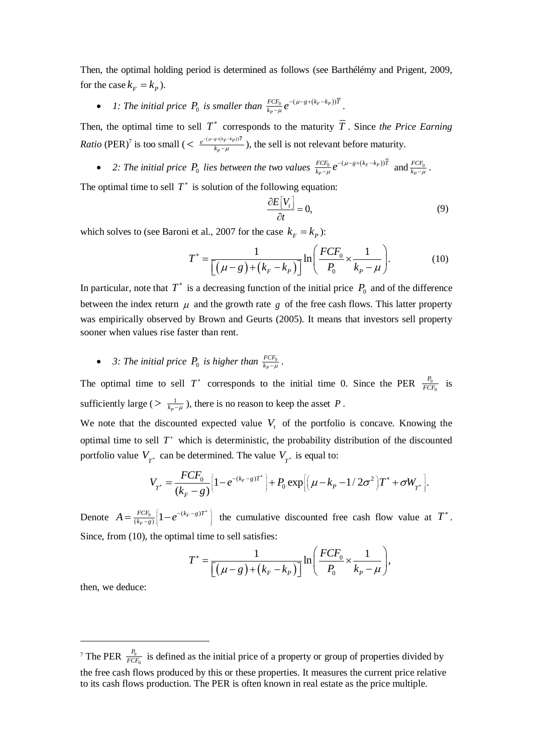Then, the optimal holding period is determined as follows (see Barthélémy and Prigent, 2009, for the case $k_F = k_P$).

- *1: The initial price $P_0$ is smaller than* $\frac{FCF_0}{k_P-\mu}e^{-(\mu-g+(k_F-k_P))\overline{T}}$.

Then, the optimal time to sell $T^*$ corresponds to the maturity $\overline{T}$. Since *the Price Earning Ratio* (PER)[7] is too small ($< \frac{e^{-(\mu-g+(k_F-k_P))\overline{T}}}{k_P-\mu}$), the sell is not relevant before maturity.

- *2: The initial price $P_0$ lies between the two values* $\frac{FCF_0}{k_P-\mu}e^{-(\mu-g+(k_F-k_P))\overline{T}}$ and $\frac{FCF_0}{k_P-\mu}$.

The optimal time to sell $T^*$ is solution of the following equation:

$$\frac{\partial E\left[V_t\right]}{\partial t} = 0, \tag{9}$$

which solves to (see Baroni et al., 2007 for the case $k_F = k_P$):

$$T^* = \frac{1}{\left[(\mu - g) + (k_F - k_P)\right]} \ln\left(\frac{FCF_0}{P_0} \times \frac{1}{k_P - \mu}\right). \tag{10}$$

In particular, note that $T^*$ is a decreasing function of the initial price $P_0$ and of the difference between the index return $\mu$ and the growth rate $g$ of the free cash flows. This latter property was empirically observed by Brown and Geurts (2005). It means that investors sell property sooner when values rise faster than rent.

- *3: The initial price $P_0$ is higher than* $\frac{FCF_0}{k_P-\mu}$.

The optimal time to sell $T^*$ corresponds to the initial time 0. Since the PER $\frac{P_0}{FCF_0}$ is sufficiently large ($> \frac{1}{k_P-\mu}$), there is no reason to keep the asset $P$.

We note that the discounted expected value $V_t$ of the portfolio is concave. Knowing the optimal time to sell $T^*$ which is deterministic, the probability distribution of the discounted portfolio value $V_{T^*}$ can be determined. The value $V_{T^*}$ is equal to:

$$V_{T^*} = \frac{FCF_0}{(k_F - g)}\left[1 - e^{-(k_F - g)T^*}\right] + P_0 \exp\left[\left(\mu - k_P - 1/2\sigma^2\right)T^* + \sigma W_{T^*}\right].$$

Denote $A = \frac{FCF_0}{(k_F-g)}\left[1-e^{-(k_F-g)T^*}\right]$ the cumulative discounted free cash flow value at $T^*$. Since, from (10), the optimal time to sell satisfies:

$$T^* = \frac{1}{\left[(\mu - g) + (k_F - k_P)\right]} \ln\left(\frac{FCF_0}{P_0} \times \frac{1}{k_P - \mu}\right),$$

then, we deduce:

[7] The PER $\frac{P_0}{FCF_0}$ is defined as the initial price of a property or group of properties divided by the free cash flows produced by this or these properties. It measures the current price relative to its cash flows production. The PER is often known in real estate as the price multiple.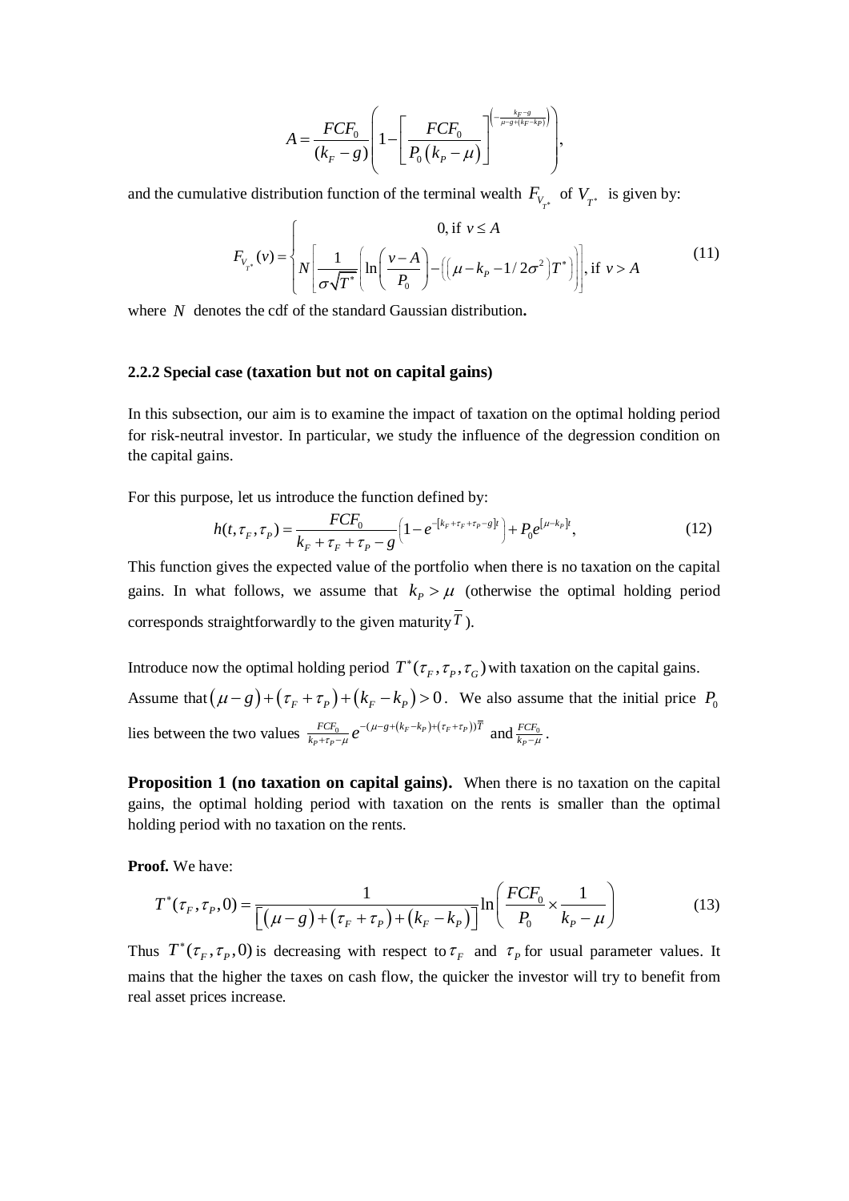$$A = \frac{FCF_0}{(k_F - g)} \left( 1 - \left[ \frac{FCF_0}{P_0 \left( k_P - \mu \right)} \right]^{\left( -\frac{k_F - g}{\mu - g + (k_F - k_P)} \right)} \right),$$

and the cumulative distribution function of the terminal wealth $F_{V_{T^*}}$ of $V_{T^*}$ is given by:

$$F_{V_{T^*}}(v) = \begin{cases} 0, \text{ if } v \leq A \\ N\left[ \frac{1}{\sigma\sqrt{T^*}} \left( \ln\left( \frac{v - A}{P_0} \right) - \left( \left( \mu - k_P - 1/2\sigma^2 \right) T^* \right) \right) \right], \text{ if } v > A \end{cases} \tag{11}$$

where $N$ denotes the cdf of the standard Gaussian distribution**.**

### 2.2.2 Special case (taxation but not on capital gains)

In this subsection, our aim is to examine the impact of taxation on the optimal holding period for risk-neutral investor. In particular, we study the influence of the degression condition on the capital gains.

For this purpose, let us introduce the function defined by:

$$h(t, \tau_F, \tau_P) = \frac{FCF_0}{k_F + \tau_F + \tau_P - g} \left( 1 - e^{-[k_F + \tau_F + \tau_P - g]t} \right) + P_0 e^{[\mu - k_P]t}, \tag{12}$$

This function gives the expected value of the portfolio when there is no taxation on the capital gains. In what follows, we assume that $k_P > \mu$ (otherwise the optimal holding period corresponds straightforwardly to the given maturity $\overline{T}$).

Introduce now the optimal holding period $T^*(\tau_F, \tau_P, \tau_G)$ with taxation on the capital gains. Assume that $(\mu - g) + (\tau_F + \tau_P) + (k_F - k_P) > 0$. We also assume that the initial price $P_0$ lies between the two values $\frac{FCF_0}{k_P + \tau_P - \mu} e^{-(\mu - g + (k_F - k_P) + (\tau_F + \tau_P))\overline{T}}$ and $\frac{FCF_0}{k_P - \mu}$.

**Proposition 1 (no taxation on capital gains).** When there is no taxation on the capital gains, the optimal holding period with taxation on the rents is smaller than the optimal holding period with no taxation on the rents.

**Proof.** We have:

$$T^*(\tau_F, \tau_P, 0) = \frac{1}{\left[ (\mu - g) + (\tau_F + \tau_P) + (k_F - k_P) \right]} \ln\left( \frac{FCF_0}{P_0} \times \frac{1}{k_P - \mu} \right) \tag{13}$$

Thus $T^*(\tau_F, \tau_P, 0)$ is decreasing with respect to $\tau_F$ and $\tau_P$ for usual parameter values. It mains that the higher the taxes on cash flow, the quicker the investor will try to benefit from real asset prices increase.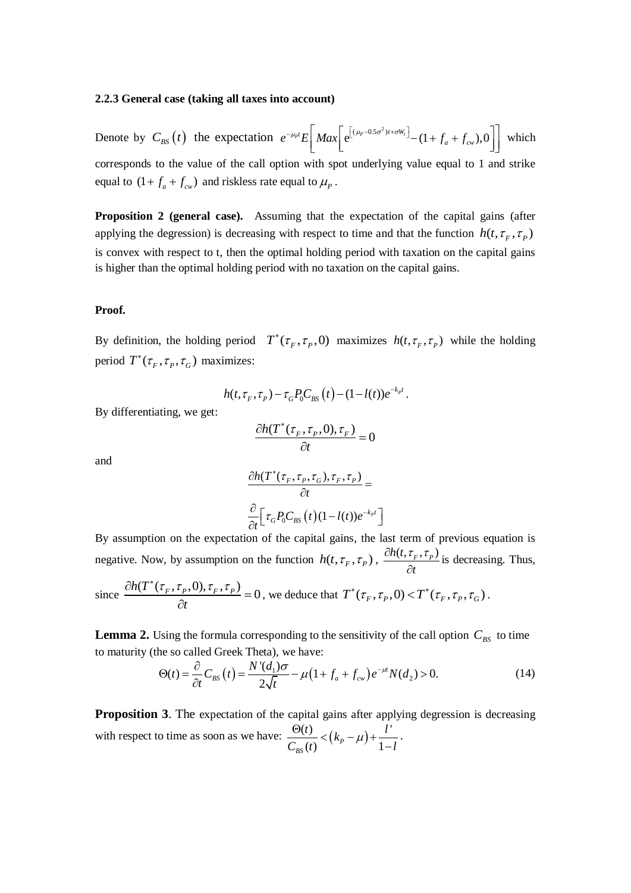### 2.2.3 General case (taking all taxes into account)

Denote by $C_{BS}(t)$ the expectation $e^{-\mu_P t} E\left[ Max\left[ e^{\left[(\mu_P - 0.5\sigma^2)t + \sigma W_t\right]} - (1 + f_a + f_{cw}), 0 \right]\right]$ which corresponds to the value of the call option with spot underlying value equal to 1 and strike equal to $(1 + f_a + f_{cw})$ and riskless rate equal to $\mu_P$.

**Proposition 2 (general case).** Assuming that the expectation of the capital gains (after applying the degression) is decreasing with respect to time and that the function $h(t, \tau_F, \tau_P)$ is convex with respect to t, then the optimal holding period with taxation on the capital gains is higher than the optimal holding period with no taxation on the capital gains.

**Proof.**

By definition, the holding period $T^*(\tau_F, \tau_P, 0)$ maximizes $h(t, \tau_F, \tau_P)$ while the holding period $T^*(\tau_F, \tau_P, \tau_G)$ maximizes:

$$h(t, \tau_F, \tau_P) - \tau_G P_0 C_{BS}(t) - (1 - l(t)) e^{-k_P t}.$$

By differentiating, we get:

$$\frac{\partial h(T^*(\tau_F, \tau_P, 0), \tau_F)}{\partial t} = 0$$

and

$$\frac{\partial h(T^*(\tau_F, \tau_P, \tau_G), \tau_F, \tau_P)}{\partial t} =$$

$$\frac{\partial}{\partial t}\left[ \tau_G P_0 C_{BS}(t)(1 - l(t)) e^{-k_P t} \right]$$

By assumption on the expectation of the capital gains, the last term of previous equation is negative. Now, by assumption on the function $h(t, \tau_F, \tau_P)$, $\frac{\partial h(t, \tau_F, \tau_P)}{\partial t}$ is decreasing. Thus, since $\frac{\partial h(T^*(\tau_F, \tau_P, 0), \tau_F, \tau_P)}{\partial t} = 0$, we deduce that $T^*(\tau_F, \tau_P, 0) < T^*(\tau_F, \tau_P, \tau_G)$.

**Lemma 2.** Using the formula corresponding to the sensitivity of the call option $C_{BS}$ to time to maturity (the so called Greek Theta), we have:

$$\Theta(t) = \frac{\partial}{\partial t} C_{BS}(t) = \frac{N'(d_1)\sigma}{2\sqrt{t}} - \mu\left(1 + f_a + f_{cw}\right) e^{-\mu t} N(d_2) > 0. \tag{14}$$

**Proposition 3**. The expectation of the capital gains after applying degression is decreasing with respect to time as soon as we have: $\frac{\Theta(t)}{C_{BS}(t)} < \left(k_P - \mu\right) + \frac{l'}{1 - l}$.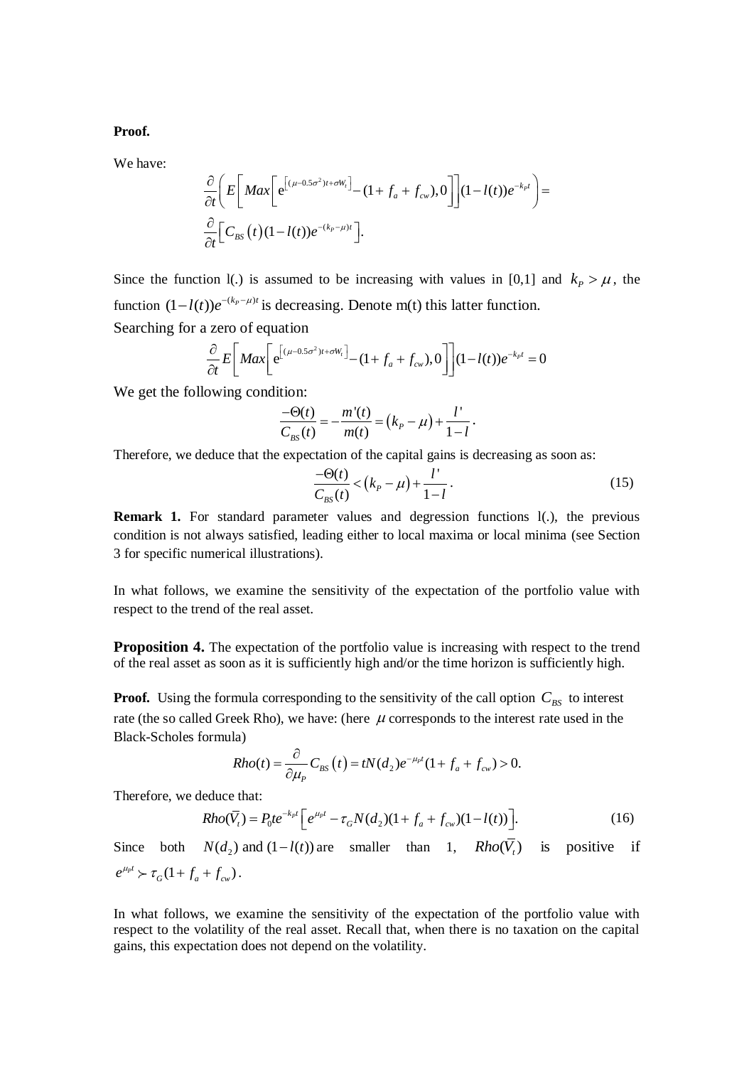**Proof.**

We have:

$$\frac{\partial}{\partial t}\left( E\left[ Max\left[ e^{\left[(\mu-0.5\sigma^2)t+\sigma W_t\right]} - (1+f_a+f_{cw}), 0\right]\right](1-l(t))e^{-k_P t}\right) =$$
$$\frac{\partial}{\partial t}\left[ C_{BS}(t)(1-l(t))e^{-(k_P-\mu)t}\right].$$

Since the function l(.) is assumed to be increasing with values in [0,1] and $k_P > \mu$, the function $(1-l(t))e^{-(k_P-\mu)t}$ is decreasing. Denote m(t) this latter function.

Searching for a zero of equation

$$\frac{\partial}{\partial t} E\left[ Max\left[ e^{\left[(\mu-0.5\sigma^2)t+\sigma W_t\right]} - (1+f_a+f_{cw}), 0\right]\right](1-l(t))e^{-k_P t} = 0$$

We get the following condition:

$$\frac{-\Theta(t)}{C_{BS}(t)} = -\frac{m'(t)}{m(t)} = (k_P-\mu) + \frac{l'}{1-l}.$$

Therefore, we deduce that the expectation of the capital gains is decreasing as soon as:

$$\frac{-\Theta(t)}{C_{BS}(t)} < (k_P-\mu) + \frac{l'}{1-l}. \tag{15}$$

**Remark 1.** For standard parameter values and degression functions l(.), the previous condition is not always satisfied, leading either to local maxima or local minima (see Section 3 for specific numerical illustrations).

In what follows, we examine the sensitivity of the expectation of the portfolio value with respect to the trend of the real asset.

**Proposition 4.** The expectation of the portfolio value is increasing with respect to the trend of the real asset as soon as it is sufficiently high and/or the time horizon is sufficiently high.

**Proof.** Using the formula corresponding to the sensitivity of the call option $C_{BS}$ to interest rate (the so called Greek Rho), we have: (here $\mu$ corresponds to the interest rate used in the Black-Scholes formula)

$$Rho(t) = \frac{\partial}{\partial \mu_P} C_{BS}(t) = tN(d_2)e^{-\mu_P t}(1+f_a+f_{cw}) > 0.$$

Therefore, we deduce that:

$$Rho(\overline{V}_t) = P_0 t e^{-k_P t}\left[ e^{\mu_P t} - \tau_G N(d_2)(1+f_a+f_{cw})(1-l(t))\right]. \tag{16}$$

Since both $N(d_2)$ and $(1-l(t))$ are smaller than 1, $Rho(\overline{V}_t)$ is positive if $e^{\mu_P t} \succ \tau_G(1+f_a+f_{cw})$.

In what follows, we examine the sensitivity of the expectation of the portfolio value with respect to the volatility of the real asset. Recall that, when there is no taxation on the capital gains, this expectation does not depend on the volatility.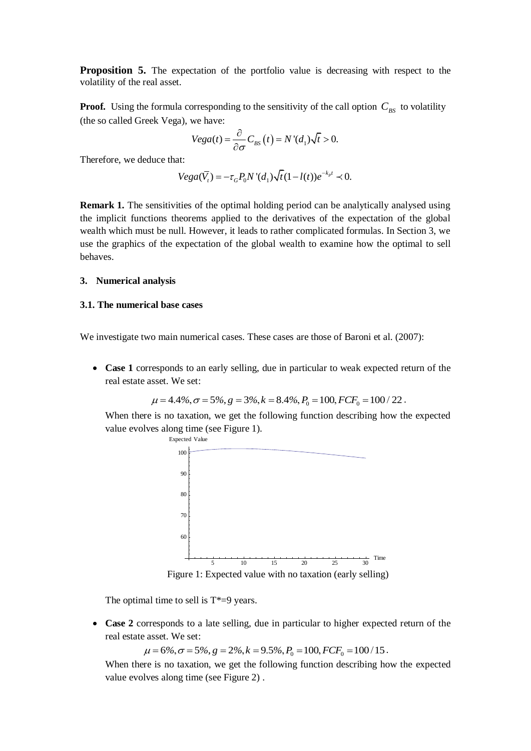**Proposition 5.** The expectation of the portfolio value is decreasing with respect to the volatility of the real asset.

**Proof.** Using the formula corresponding to the sensitivity of the call option $C_{BS}$ to volatility (the so called Greek Vega), we have:

$$Vega(t) = \frac{\partial}{\partial \sigma} C_{BS}(t) = N'(d_1)\sqrt{t} > 0.$$

Therefore, we deduce that:

$$Vega(\overline{V}_t) = -\tau_G P_0 N'(d_1)\sqrt{t}(1 - l(t))e^{-k_P t} \prec 0.$$

**Remark 1.** The sensitivities of the optimal holding period can be analytically analysed using the implicit functions theorems applied to the derivatives of the expectation of the global wealth which must be null. However, it leads to rather complicated formulas. In Section 3, we use the graphics of the expectation of the global wealth to examine how the optimal to sell behaves.

## 3. Numerical analysis

### 3.1. The numerical base cases

We investigate two main numerical cases. These cases are those of Baroni et al. (2007):

- **Case 1** corresponds to an early selling, due in particular to weak expected return of the real estate asset. We set:

  $$\mu = 4.4\%, \sigma = 5\%, g = 3\%, k = 8.4\%, P_0 = 100, FCF_0 = 100/22.$$

  When there is no taxation, we get the following function describing how the expected value evolves along time (see Figure 1).

  Figure 1: Expected value with no taxation (early selling)

  The optimal time to sell is T*=9 years.

- **Case 2** corresponds to a late selling, due in particular to higher expected return of the real estate asset. We set:

  $$\mu = 6\%, \sigma = 5\%, g = 2\%, k = 9.5\%, P_0 = 100, FCF_0 = 100/15.$$

  When there is no taxation, we get the following function describing how the expected value evolves along time (see Figure 2) .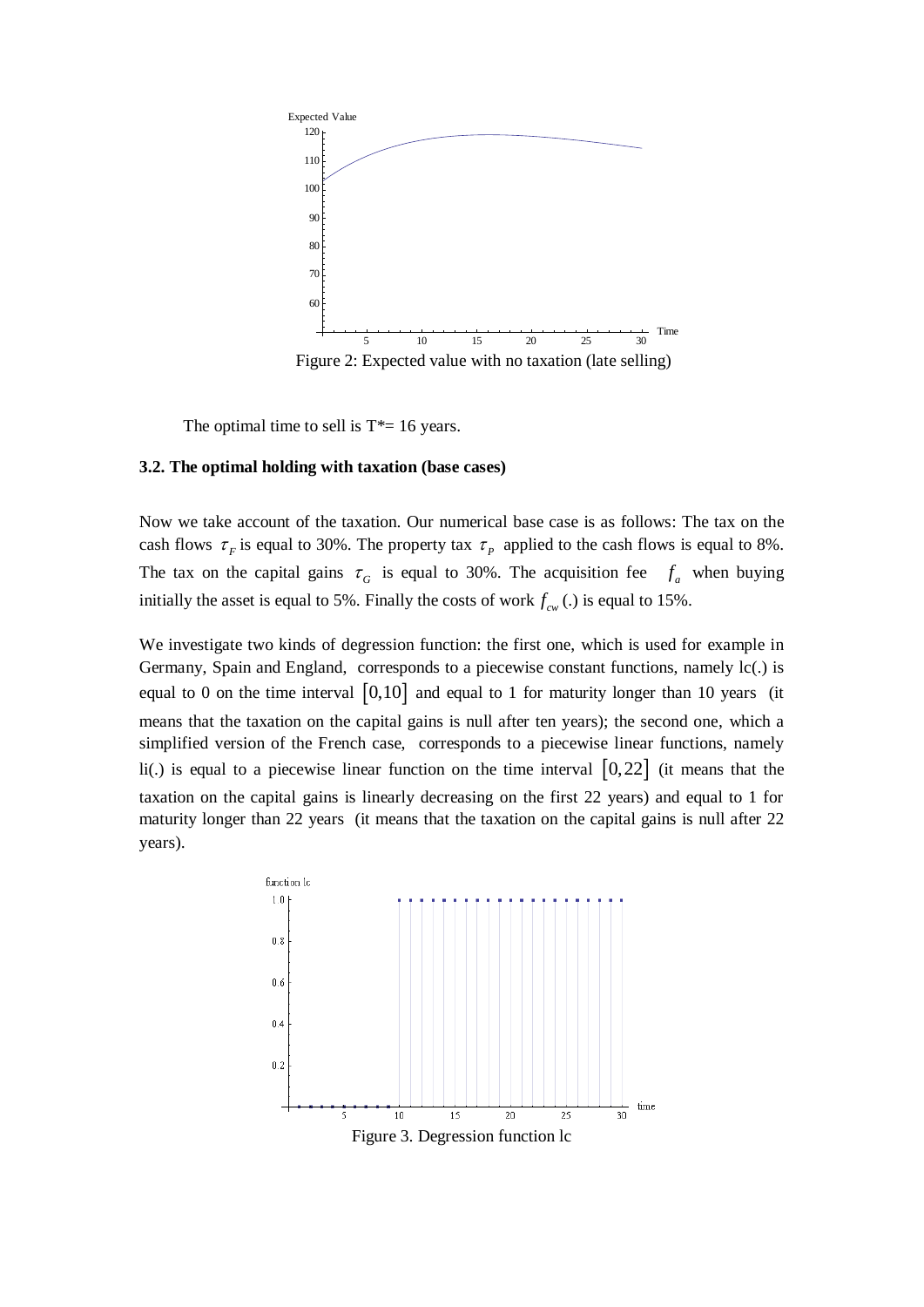Figure 2: Expected value with no taxation (late selling)

The optimal time to sell is T*= 16 years.

### 3.2. The optimal holding with taxation (base cases)

Now we take account of the taxation. Our numerical base case is as follows: The tax on the cash flows $\tau_F$ is equal to 30%. The property tax $\tau_P$ applied to the cash flows is equal to 8%. The tax on the capital gains $\tau_G$ is equal to 30%. The acquisition fee $f_a$ when buying initially the asset is equal to 5%. Finally the costs of work $f_{cw}(.)$ is equal to 15%.

We investigate two kinds of degression function: the first one, which is used for example in Germany, Spain and England, corresponds to a piecewise constant functions, namely lc(.) is equal to 0 on the time interval $[0,10]$ and equal to 1 for maturity longer than 10 years (it means that the taxation on the capital gains is null after ten years); the second one, which a simplified version of the French case, corresponds to a piecewise linear functions, namely li(.) is equal to a piecewise linear function on the time interval $[0,22]$ (it means that the taxation on the capital gains is linearly decreasing on the first 22 years) and equal to 1 for maturity longer than 22 years (it means that the taxation on the capital gains is null after 22 years).

Figure 3. Degression function lc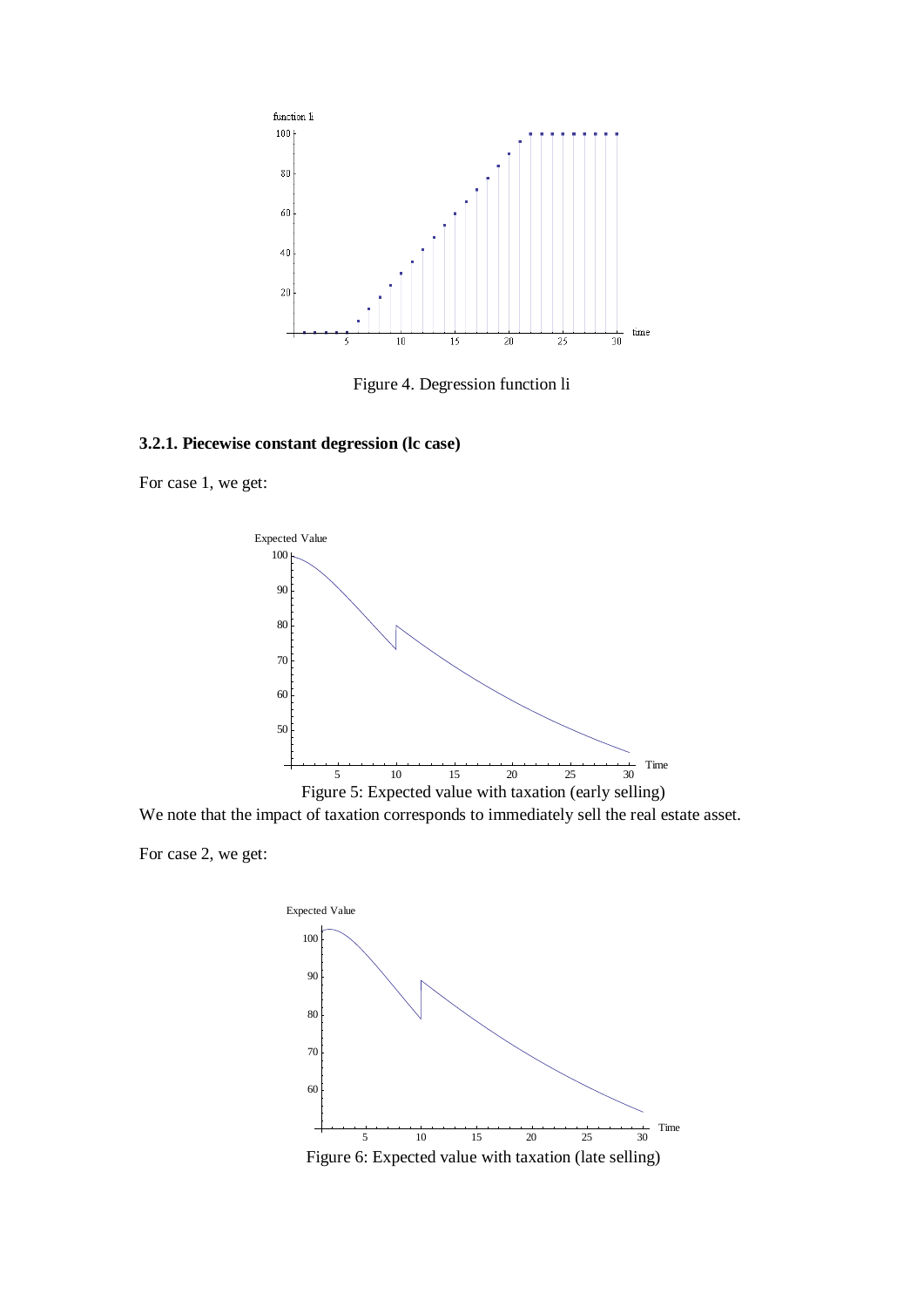Figure 4. Degression function li

### 3.2.1. Piecewise constant degression (lc case)

For case 1, we get:

Figure 5: Expected value with taxation (early selling)

We note that the impact of taxation corresponds to immediately sell the real estate asset.

For case 2, we get:

Figure 6: Expected value with taxation (late selling)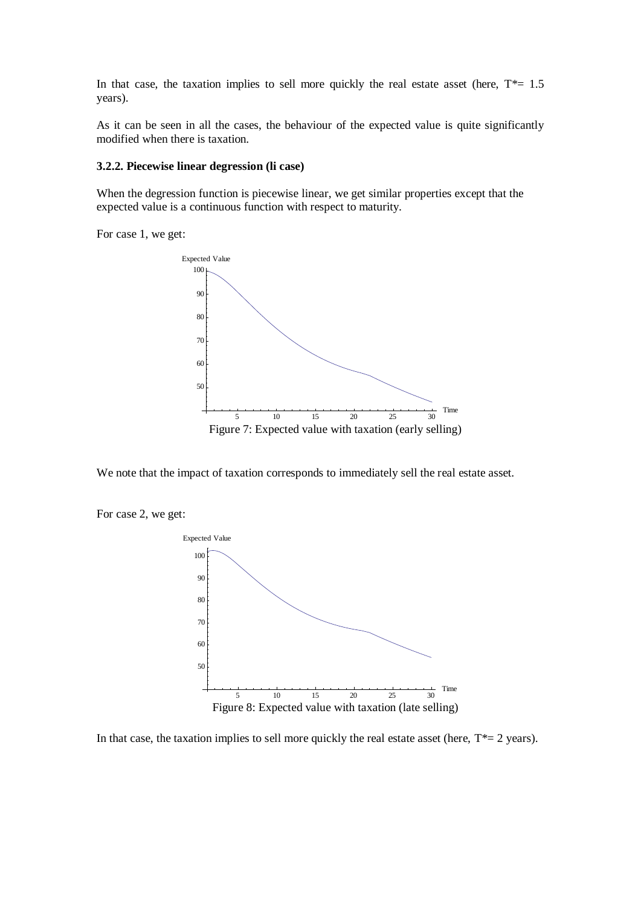In that case, the taxation implies to sell more quickly the real estate asset (here, $T^*= 1.5$ years).

As it can be seen in all the cases, the behaviour of the expected value is quite significantly modified when there is taxation.

### 3.2.2. Piecewise linear degression (li case)

When the degression function is piecewise linear, we get similar properties except that the expected value is a continuous function with respect to maturity.

For case 1, we get:

Figure 7: Expected value with taxation (early selling)

We note that the impact of taxation corresponds to immediately sell the real estate asset.

For case 2, we get:

Figure 8: Expected value with taxation (late selling)

In that case, the taxation implies to sell more quickly the real estate asset (here, $T^*= 2$ years).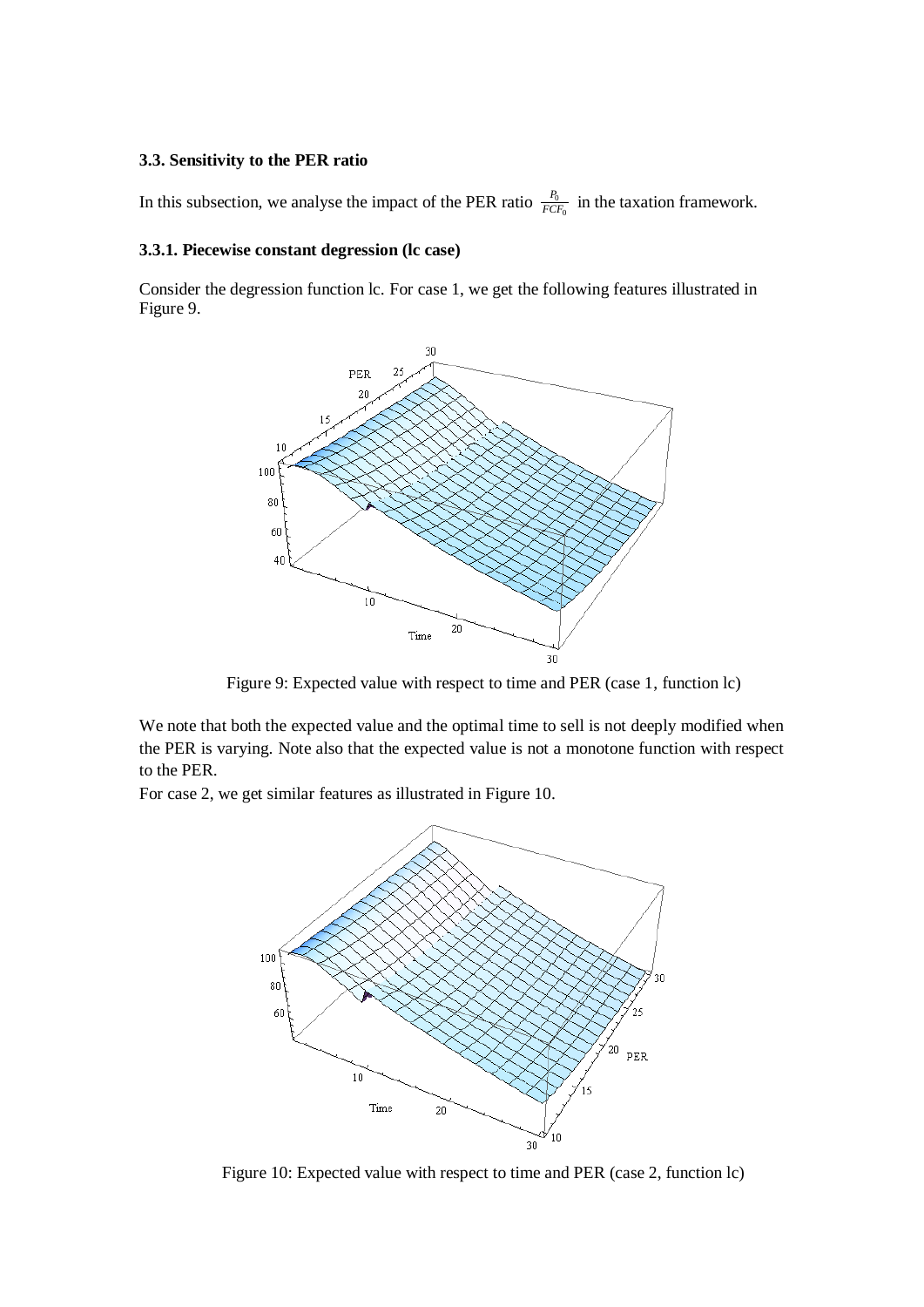### 3.3. Sensitivity to the PER ratio

In this subsection, we analyse the impact of the PER ratio $\frac{P_0}{FCF_0}$ in the taxation framework.

#### 3.3.1. Piecewise constant degression (lc case)

Consider the degression function lc. For case 1, we get the following features illustrated in Figure 9.

Figure 9: Expected value with respect to time and PER (case 1, function lc)

We note that both the expected value and the optimal time to sell is not deeply modified when the PER is varying. Note also that the expected value is not a monotone function with respect to the PER.

For case 2, we get similar features as illustrated in Figure 10.

Figure 10: Expected value with respect to time and PER (case 2, function lc)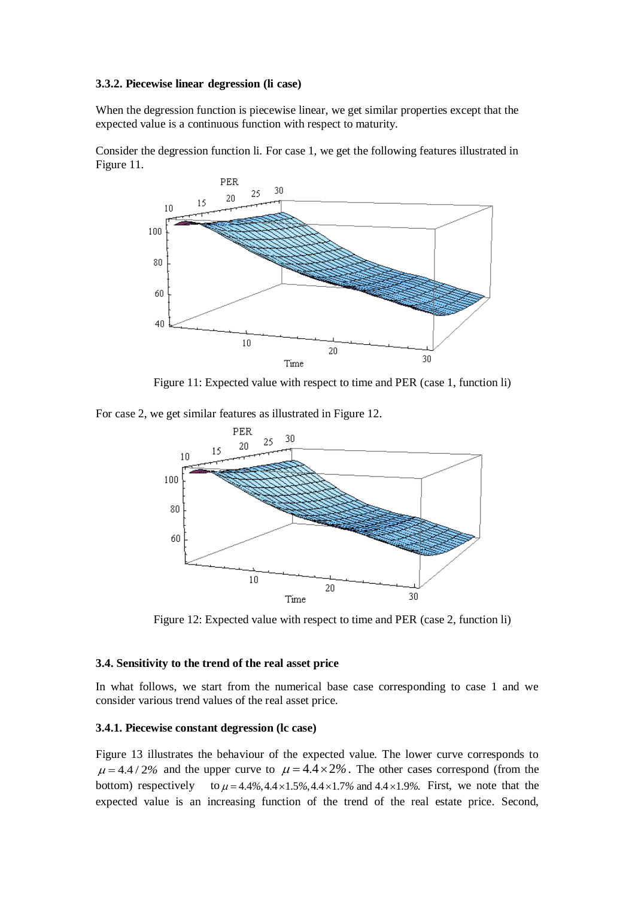#### 3.3.2. Piecewise linear degression (li case)

When the degression function is piecewise linear, we get similar properties except that the expected value is a continuous function with respect to maturity.

Consider the degression function li. For case 1, we get the following features illustrated in Figure 11.

Figure 11: Expected value with respect to time and PER (case 1, function li)

For case 2, we get similar features as illustrated in Figure 12.

Figure 12: Expected value with respect to time and PER (case 2, function li)

### 3.4. Sensitivity to the trend of the real asset price

In what follows, we start from the numerical base case corresponding to case 1 and we consider various trend values of the real asset price.

#### 3.4.1. Piecewise constant degression (lc case)

Figure 13 illustrates the behaviour of the expected value. The lower curve corresponds to $\mu = 4.4/2\%$ and the upper curve to $\mu = 4.4 \times 2\%$. The other cases correspond (from the bottom) respectively to $\mu = 4.4\%, 4.4 \times 1.5\%, 4.4 \times 1.7\%$ and $4.4 \times 1.9\%$. First, we note that the expected value is an increasing function of the trend of the real estate price. Second,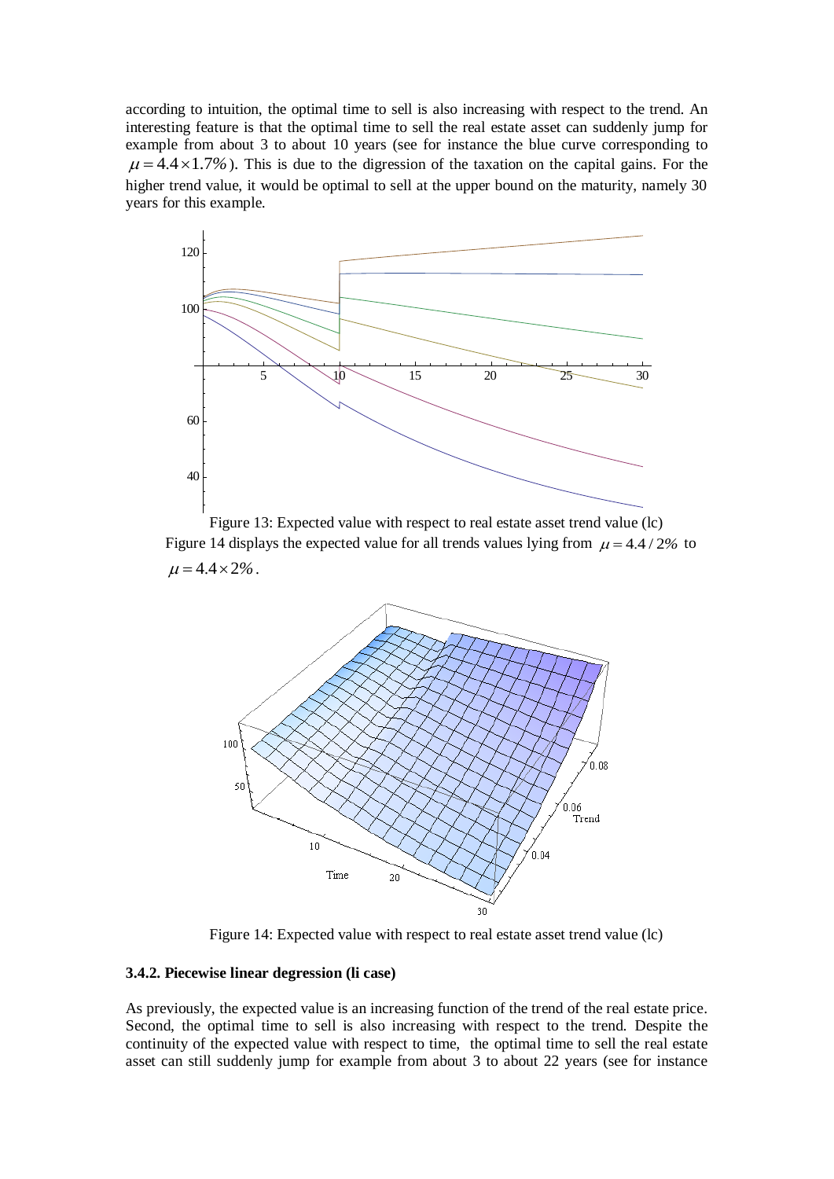according to intuition, the optimal time to sell is also increasing with respect to the trend. An interesting feature is that the optimal time to sell the real estate asset can suddenly jump for example from about 3 to about 10 years (see for instance the blue curve corresponding to $\mu = 4.4 \times 1.7\%$). This is due to the digression of the taxation on the capital gains. For the higher trend value, it would be optimal to sell at the upper bound on the maturity, namely 30 years for this example.

Figure 13: Expected value with respect to real estate asset trend value (lc)

Figure 14 displays the expected value for all trends values lying from $\mu = 4.4/2\%$ to $\mu = 4.4 \times 2\%$.

Figure 14: Expected value with respect to real estate asset trend value (lc)

### 3.4.2. Piecewise linear degression (li case)

As previously, the expected value is an increasing function of the trend of the real estate price. Second, the optimal time to sell is also increasing with respect to the trend. Despite the continuity of the expected value with respect to time, the optimal time to sell the real estate asset can still suddenly jump for example from about 3 to about 22 years (see for instance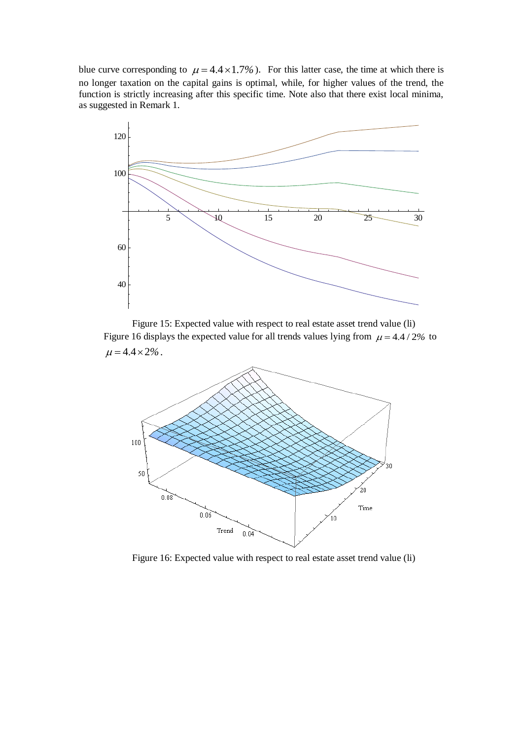blue curve corresponding to $\mu = 4.4 \times 1.7\%$). For this latter case, the time at which there is no longer taxation on the capital gains is optimal, while, for higher values of the trend, the function is strictly increasing after this specific time. Note also that there exist local minima, as suggested in Remark 1.

Figure 15: Expected value with respect to real estate asset trend value (li)

Figure 16 displays the expected value for all trends values lying from $\mu = 4.4 / 2\%$ to $\mu = 4.4 \times 2\%$.

Figure 16: Expected value with respect to real estate asset trend value (li)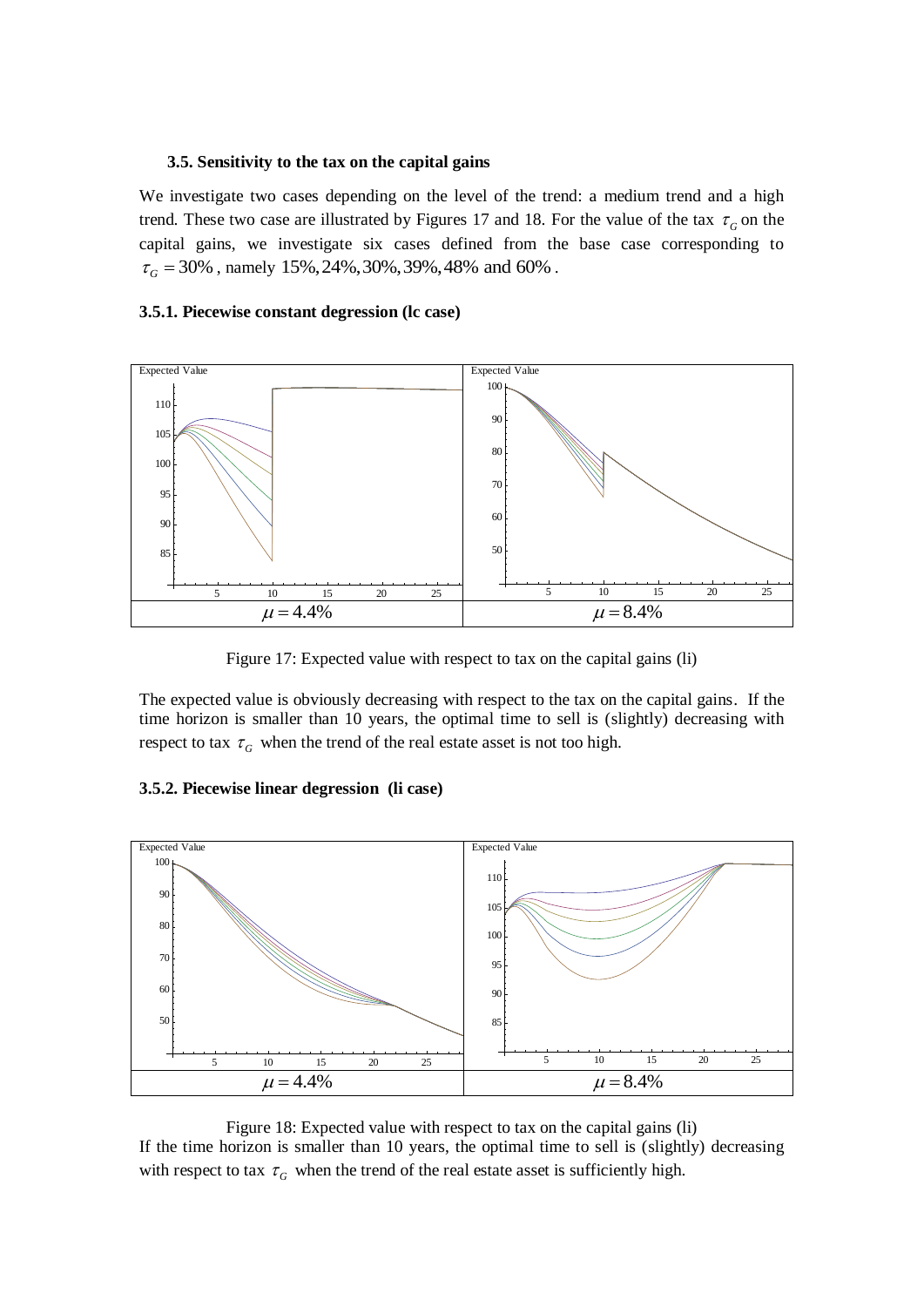### 3.5. Sensitivity to the tax on the capital gains

We investigate two cases depending on the level of the trend: a medium trend and a high trend. These two case are illustrated by Figures 17 and 18. For the value of the tax $\tau_G$ on the capital gains, we investigate six cases defined from the base case corresponding to $\tau_G = 30\%$, namely $15\%, 24\%, 30\%, 39\%, 48\%$ and $60\%$.

#### 3.5.1. Piecewise constant degression (lc case)

| $\mu = 4.4\%$ | $\mu = 8.4\%$ |
|---|---|

Figure 17: Expected value with respect to tax on the capital gains (li)

The expected value is obviously decreasing with respect to the tax on the capital gains. If the time horizon is smaller than 10 years, the optimal time to sell is (slightly) decreasing with respect to tax $\tau_G$ when the trend of the real estate asset is not too high.

#### 3.5.2. Piecewise linear degression (li case)

| $\mu = 4.4\%$ | $\mu = 8.4\%$ |
|---|---|

Figure 18: Expected value with respect to tax on the capital gains (li)

If the time horizon is smaller than 10 years, the optimal time to sell is (slightly) decreasing with respect to tax $\tau_G$ when the trend of the real estate asset is sufficiently high.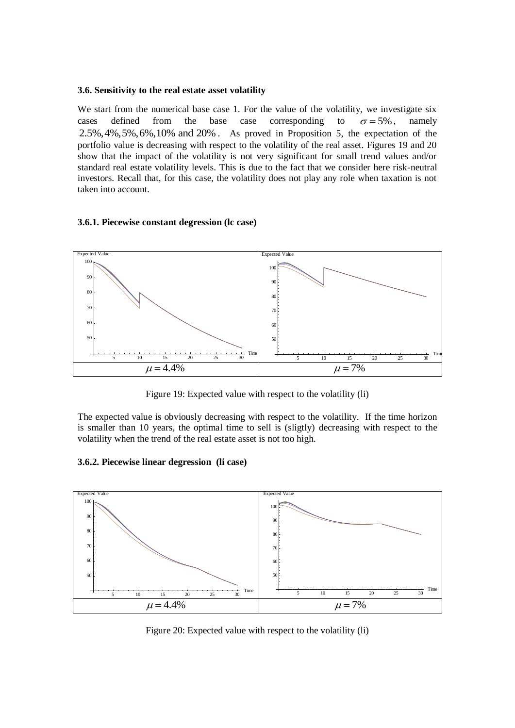### 3.6. Sensitivity to the real estate asset volatility

We start from the numerical base case 1. For the value of the volatility, we investigate six cases defined from the base case corresponding to $\sigma = 5\%$, namely $2.5\%, 4\%, 5\%, 6\%, 10\%$ and $20\%$. As proved in Proposition 5, the expectation of the portfolio value is decreasing with respect to the volatility of the real asset. Figures 19 and 20 show that the impact of the volatility is not very significant for small trend values and/or standard real estate volatility levels. This is due to the fact that we consider here risk-neutral investors. Recall that, for this case, the volatility does not play any role when taxation is not taken into account.

#### 3.6.1. Piecewise constant degression (lc case)

| $\mu = 4.4\%$ | $\mu = 7\%$ |
| --- | --- |

Figure 19: Expected value with respect to the volatility (li)

The expected value is obviously decreasing with respect to the volatility. If the time horizon is smaller than 10 years, the optimal time to sell is (sligtly) decreasing with respect to the volatility when the trend of the real estate asset is not too high.

#### 3.6.2. Piecewise linear degression (li case)

| $\mu = 4.4\%$ | $\mu = 7\%$ |
| --- | --- |

Figure 20: Expected value with respect to the volatility (li)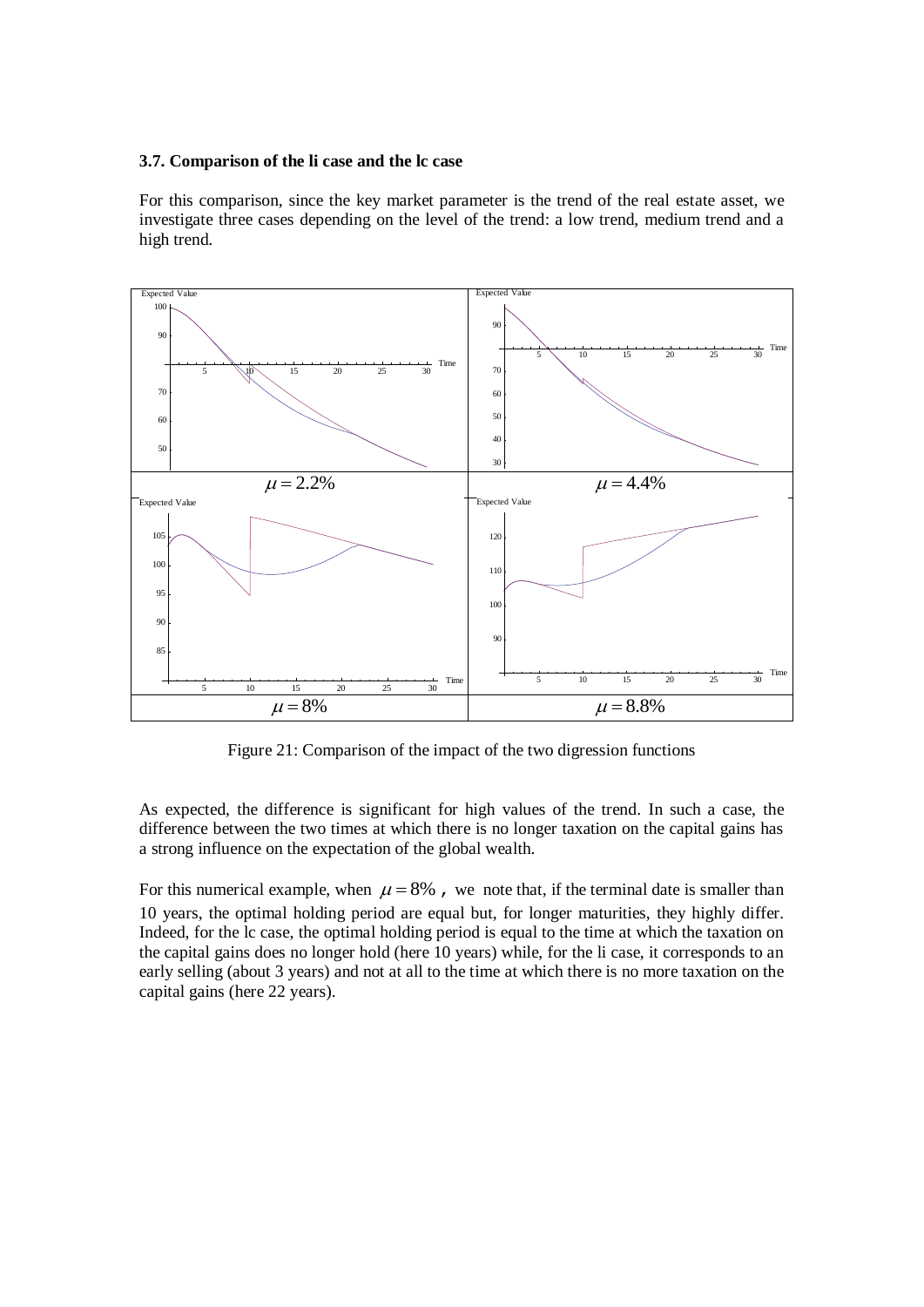### 3.7. Comparison of the li case and the lc case

For this comparison, since the key market parameter is the trend of the real estate asset, we investigate three cases depending on the level of the trend: a low trend, medium trend and a high trend.

| $\mu = 2.2\%$ | $\mu = 4.4\%$ |
|---|---|
| $\mu = 8\%$ | $\mu = 8.8\%$ |

Figure 21: Comparison of the impact of the two digression functions

As expected, the difference is significant for high values of the trend. In such a case, the difference between the two times at which there is no longer taxation on the capital gains has a strong influence on the expectation of the global wealth.

For this numerical example, when $\mu = 8\%$ , we note that, if the terminal date is smaller than 10 years, the optimal holding period are equal but, for longer maturities, they highly differ. Indeed, for the lc case, the optimal holding period is equal to the time at which the taxation on the capital gains does no longer hold (here 10 years) while, for the li case, it corresponds to an early selling (about 3 years) and not at all to the time at which there is no more taxation on the capital gains (here 22 years).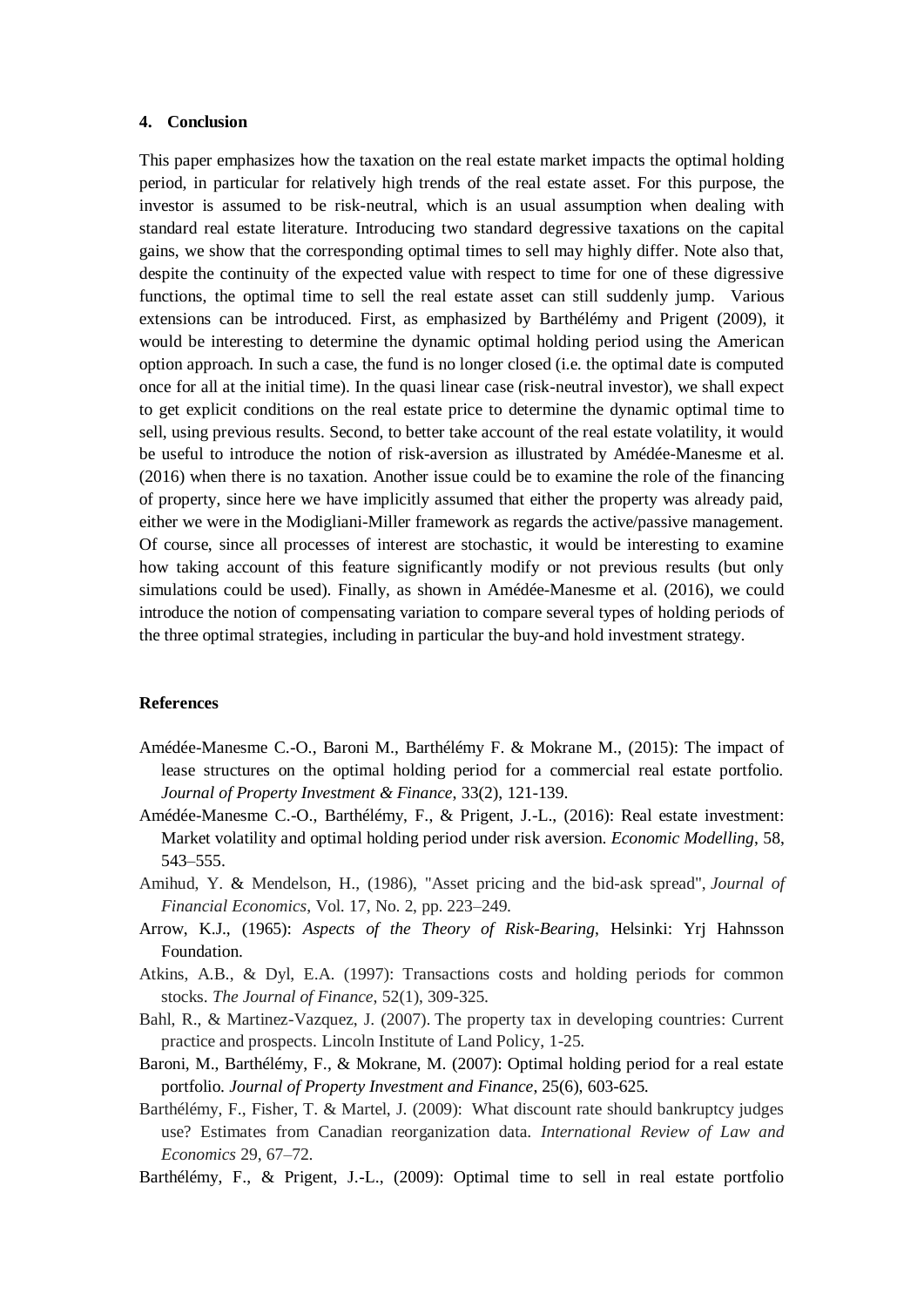#### 4. Conclusion

This paper emphasizes how the taxation on the real estate market impacts the optimal holding period, in particular for relatively high trends of the real estate asset. For this purpose, the investor is assumed to be risk-neutral, which is an usual assumption when dealing with standard real estate literature. Introducing two standard degressive taxations on the capital gains, we show that the corresponding optimal times to sell may highly differ. Note also that, despite the continuity of the expected value with respect to time for one of these digressive functions, the optimal time to sell the real estate asset can still suddenly jump. Various extensions can be introduced. First, as emphasized by Barthélémy and Prigent (2009), it would be interesting to determine the dynamic optimal holding period using the American option approach. In such a case, the fund is no longer closed (i.e. the optimal date is computed once for all at the initial time). In the quasi linear case (risk-neutral investor), we shall expect to get explicit conditions on the real estate price to determine the dynamic optimal time to sell, using previous results. Second, to better take account of the real estate volatility, it would be useful to introduce the notion of risk-aversion as illustrated by Amédée-Manesme et al. (2016) when there is no taxation. Another issue could be to examine the role of the financing of property, since here we have implicitly assumed that either the property was already paid, either we were in the Modigliani-Miller framework as regards the active/passive management. Of course, since all processes of interest are stochastic, it would be interesting to examine how taking account of this feature significantly modify or not previous results (but only simulations could be used). Finally, as shown in Amédée-Manesme et al. (2016), we could introduce the notion of compensating variation to compare several types of holding periods of the three optimal strategies, including in particular the buy-and hold investment strategy.

#### References

Amédée-Manesme C.-O., Baroni M., Barthélémy F. & Mokrane M., (2015): The impact of lease structures on the optimal holding period for a commercial real estate portfolio. *Journal of Property Investment & Finance*, 33(2), 121-139.

Amédée-Manesme C.-O., Barthélémy, F., & Prigent, J.-L., (2016): Real estate investment: Market volatility and optimal holding period under risk aversion. *Economic Modelling*, 58, 543–555.

Amihud, Y. & Mendelson, H., (1986), "Asset pricing and the bid-ask spread", *Journal of Financial Economics*, Vol. 17, No. 2, pp. 223–249.

Arrow, K.J., (1965): *Aspects of the Theory of Risk-Bearing*, Helsinki: Yrj Hahnsson Foundation.

Atkins, A.B., & Dyl, E.A. (1997): Transactions costs and holding periods for common stocks. *The Journal of Finance*, 52(1), 309-325.

Bahl, R., & Martinez-Vazquez, J. (2007). The property tax in developing countries: Current practice and prospects. Lincoln Institute of Land Policy, 1-25.

Baroni, M., Barthélémy, F., & Mokrane, M. (2007): Optimal holding period for a real estate portfolio. *Journal of Property Investment and Finance*, 25(6), 603-625.

Barthélémy, F., Fisher, T. & Martel, J. (2009): What discount rate should bankruptcy judges use? Estimates from Canadian reorganization data. *International Review of Law and Economics* 29, 67–72.

Barthélémy, F., & Prigent, J.-L., (2009): Optimal time to sell in real estate portfolio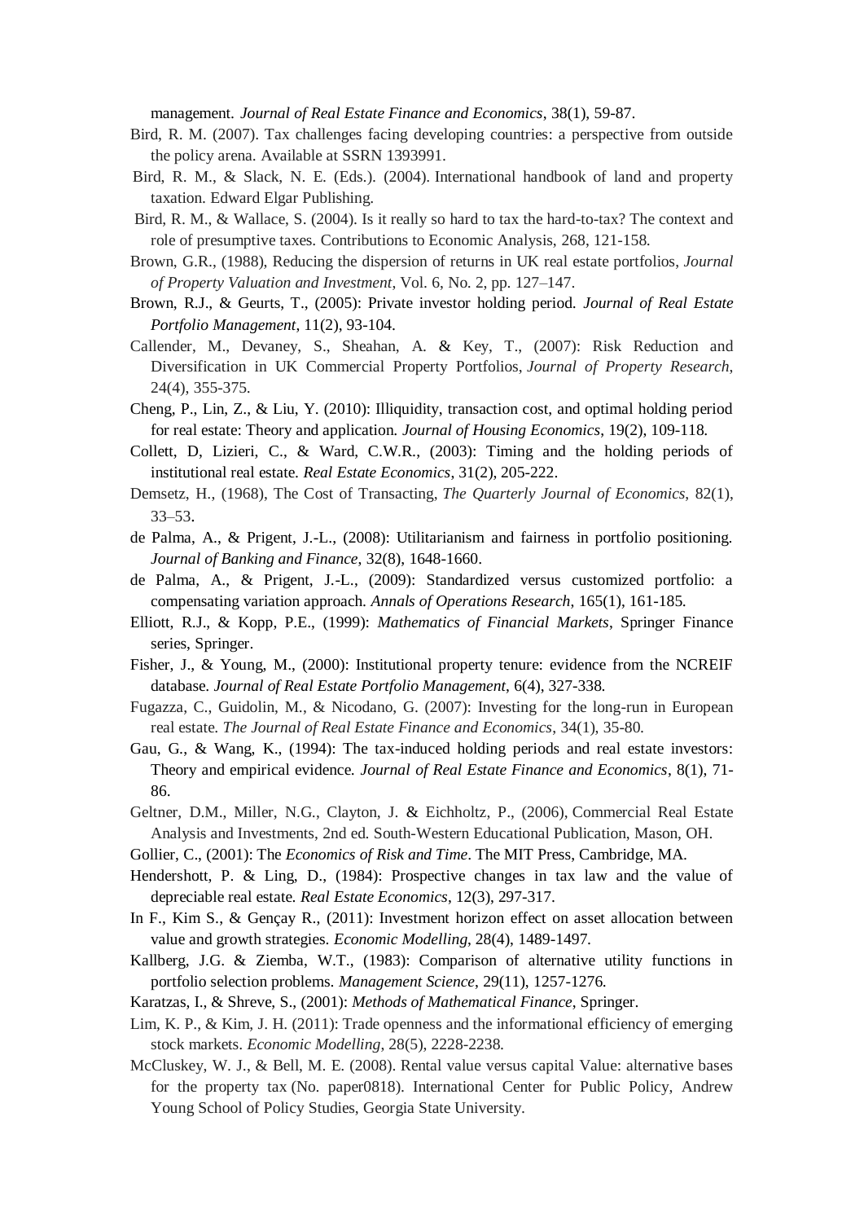management. *Journal of Real Estate Finance and Economics*, 38(1), 59-87.

Bird, R. M. (2007). Tax challenges facing developing countries: a perspective from outside the policy arena. Available at SSRN 1393991.

Bird, R. M., & Slack, N. E. (Eds.). (2004). International handbook of land and property taxation. Edward Elgar Publishing.

Bird, R. M., & Wallace, S. (2004). Is it really so hard to tax the hard-to-tax? The context and role of presumptive taxes. Contributions to Economic Analysis, 268, 121-158.

Brown, G.R., (1988), Reducing the dispersion of returns in UK real estate portfolios, *Journal of Property Valuation and Investment*, Vol. 6, No. 2, pp. 127–147.

Brown, R.J., & Geurts, T., (2005): Private investor holding period. *Journal of Real Estate Portfolio Management*, 11(2), 93-104.

Callender, M., Devaney, S., Sheahan, A. & Key, T., (2007): Risk Reduction and Diversification in UK Commercial Property Portfolios, *Journal of Property Research*, 24(4), 355-375.

Cheng, P., Lin, Z., & Liu, Y. (2010): Illiquidity, transaction cost, and optimal holding period for real estate: Theory and application. *Journal of Housing Economics*, 19(2), 109-118.

Collett, D, Lizieri, C., & Ward, C.W.R., (2003): Timing and the holding periods of institutional real estate. *Real Estate Economics*, 31(2), 205-222.

Demsetz, H., (1968), The Cost of Transacting, *The Quarterly Journal of Economics*, 82(1), 33–53.

de Palma, A., & Prigent, J.-L., (2008): Utilitarianism and fairness in portfolio positioning. *Journal of Banking and Finance*, 32(8), 1648-1660.

de Palma, A., & Prigent, J.-L., (2009): Standardized versus customized portfolio: a compensating variation approach. *Annals of Operations Research*, 165(1), 161-185.

Elliott, R.J., & Kopp, P.E., (1999): *Mathematics of Financial Markets*, Springer Finance series, Springer.

Fisher, J., & Young, M., (2000): Institutional property tenure: evidence from the NCREIF database. *Journal of Real Estate Portfolio Management*, 6(4), 327-338.

Fugazza, C., Guidolin, M., & Nicodano, G. (2007): Investing for the long-run in European real estate. *The Journal of Real Estate Finance and Economics*, 34(1), 35-80.

Gau, G., & Wang, K., (1994): The tax-induced holding periods and real estate investors: Theory and empirical evidence. *Journal of Real Estate Finance and Economics*, 8(1), 71-86.

Geltner, D.M., Miller, N.G., Clayton, J. & Eichholtz, P., (2006), Commercial Real Estate Analysis and Investments, 2nd ed. South-Western Educational Publication, Mason, OH.

Gollier, C., (2001): The *Economics of Risk and Time*. The MIT Press, Cambridge, MA.

Hendershott, P. & Ling, D., (1984): Prospective changes in tax law and the value of depreciable real estate. *Real Estate Economics*, 12(3), 297-317.

In F., Kim S., & Gençay R., (2011): Investment horizon effect on asset allocation between value and growth strategies. *Economic Modelling*, 28(4), 1489-1497.

Kallberg, J.G. & Ziemba, W.T., (1983): Comparison of alternative utility functions in portfolio selection problems. *Management Science*, 29(11), 1257-1276.

Karatzas, I., & Shreve, S., (2001): *Methods of Mathematical Finance*, Springer.

Lim, K. P., & Kim, J. H. (2011): Trade openness and the informational efficiency of emerging stock markets. *Economic Modelling*, 28(5), 2228-2238.

McCluskey, W. J., & Bell, M. E. (2008). Rental value versus capital Value: alternative bases for the property tax (No. paper0818). International Center for Public Policy, Andrew Young School of Policy Studies, Georgia State University.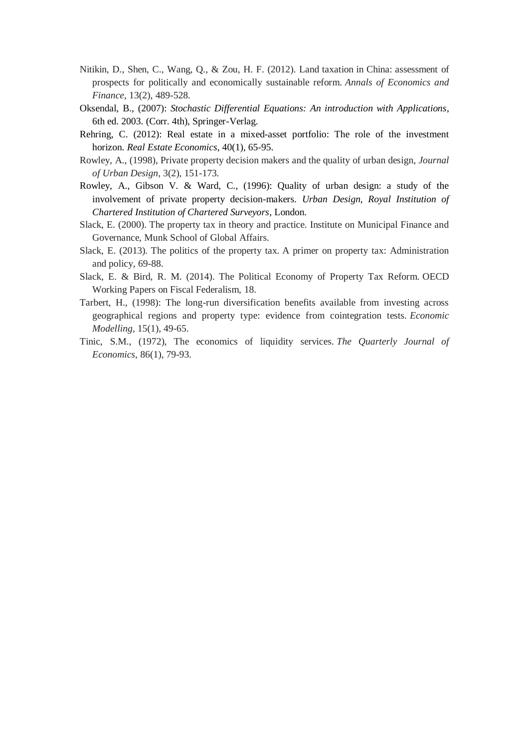Nitikin, D., Shen, C., Wang, Q., & Zou, H. F. (2012). Land taxation in China: assessment of prospects for politically and economically sustainable reform. *Annals of Economics and Finance*, 13(2), 489-528.

Oksendal, B., (2007): *Stochastic Differential Equations: An introduction with Applications*, 6th ed. 2003. (Corr. 4th), Springer-Verlag.

Rehring, C. (2012): Real estate in a mixed-asset portfolio: The role of the investment horizon. *Real Estate Economics*, 40(1), 65-95.

Rowley, A., (1998), Private property decision makers and the quality of urban design, *Journal of Urban Design*, 3(2), 151-173.

Rowley, A., Gibson V. & Ward, C., (1996): Quality of urban design: a study of the involvement of private property decision-makers. *Urban Design, Royal Institution of Chartered Institution of Chartered Surveyors*, London.

Slack, E. (2000). The property tax in theory and practice. Institute on Municipal Finance and Governance, Munk School of Global Affairs.

Slack, E. (2013). The politics of the property tax. A primer on property tax: Administration and policy, 69-88.

Slack, E. & Bird, R. M. (2014). The Political Economy of Property Tax Reform. OECD Working Papers on Fiscal Federalism, 18.

Tarbert, H., (1998): The long-run diversification benefits available from investing across geographical regions and property type: evidence from cointegration tests. *Economic Modelling*, 15(1), 49-65.

Tinic, S.M., (1972), The economics of liquidity services. *The Quarterly Journal of Economics*, 86(1), 79-93.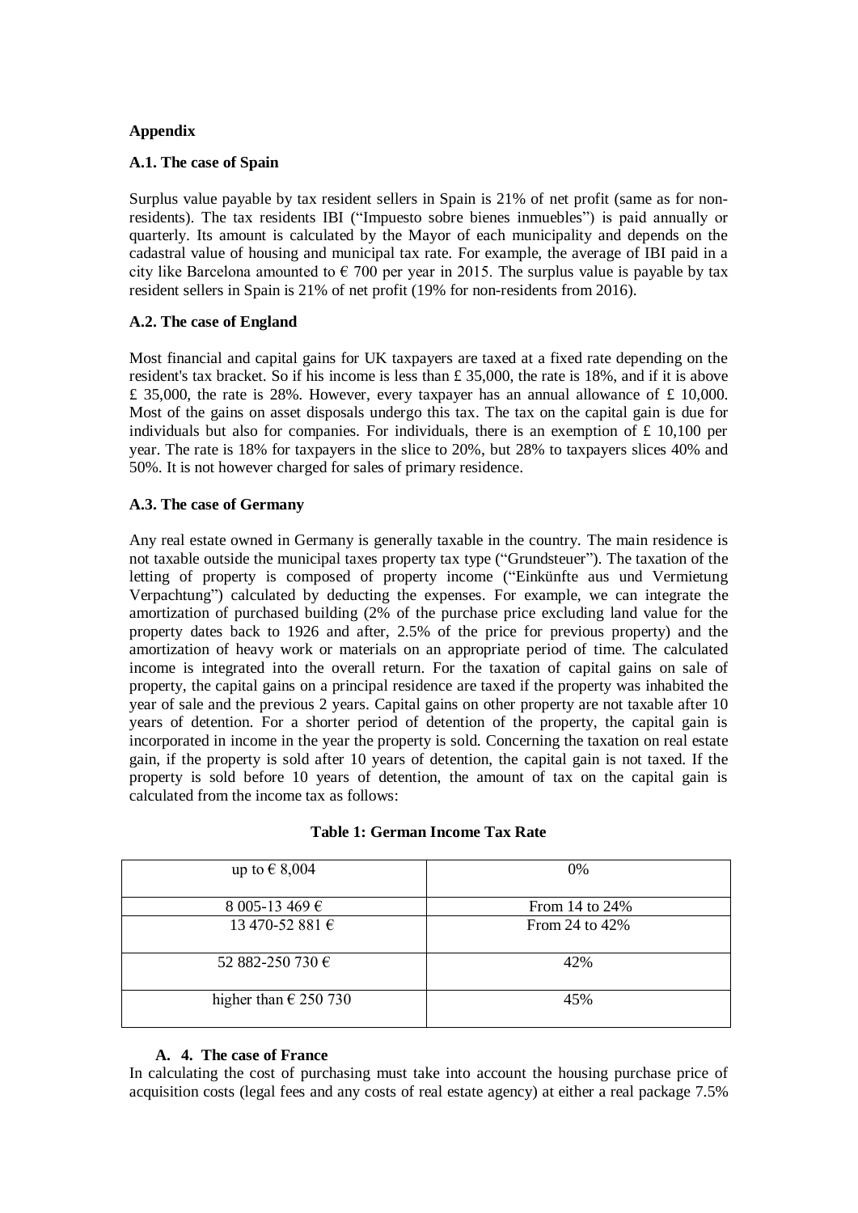## Appendix

### A.1. The case of Spain

Surplus value payable by tax resident sellers in Spain is 21% of net profit (same as for non-residents). The tax residents IBI ("Impuesto sobre bienes inmuebles") is paid annually or quarterly. Its amount is calculated by the Mayor of each municipality and depends on the cadastral value of housing and municipal tax rate. For example, the average of IBI paid in a city like Barcelona amounted to € 700 per year in 2015. The surplus value is payable by tax resident sellers in Spain is 21% of net profit (19% for non-residents from 2016).

### A.2. The case of England

Most financial and capital gains for UK taxpayers are taxed at a fixed rate depending on the resident's tax bracket. So if his income is less than £ 35,000, the rate is 18%, and if it is above £ 35,000, the rate is 28%. However, every taxpayer has an annual allowance of £ 10,000. Most of the gains on asset disposals undergo this tax. The tax on the capital gain is due for individuals but also for companies. For individuals, there is an exemption of £ 10,100 per year. The rate is 18% for taxpayers in the slice to 20%, but 28% to taxpayers slices 40% and 50%. It is not however charged for sales of primary residence.

### A.3. The case of Germany

Any real estate owned in Germany is generally taxable in the country. The main residence is not taxable outside the municipal taxes property tax type ("Grundsteuer"). The taxation of the letting of property is composed of property income ("Einkünfte aus und Vermietung Verpachtung") calculated by deducting the expenses. For example, we can integrate the amortization of purchased building (2% of the purchase price excluding land value for the property dates back to 1926 and after, 2.5% of the price for previous property) and the amortization of heavy work or materials on an appropriate period of time. The calculated income is integrated into the overall return. For the taxation of capital gains on sale of property, the capital gains on a principal residence are taxed if the property was inhabited the year of sale and the previous 2 years. Capital gains on other property are not taxable after 10 years of detention. For a shorter period of detention of the property, the capital gain is incorporated in income in the year the property is sold. Concerning the taxation on real estate gain, if the property is sold after 10 years of detention, the capital gain is not taxed. If the property is sold before 10 years of detention, the amount of tax on the capital gain is calculated from the income tax as follows:

**Table 1: German Income Tax Rate**

| | |
|---|---|
| up to € 8,004 | 0% |
| 8 005-13 469 € | From 14 to 24% |
| 13 470-52 881 € | From 24 to 42% |
| 52 882-250 730 € | 42% |
| higher than € 250 730 | 45% |

### A. 4. The case of France

In calculating the cost of purchasing must take into account the housing purchase price of acquisition costs (legal fees and any costs of real estate agency) at either a real package 7.5%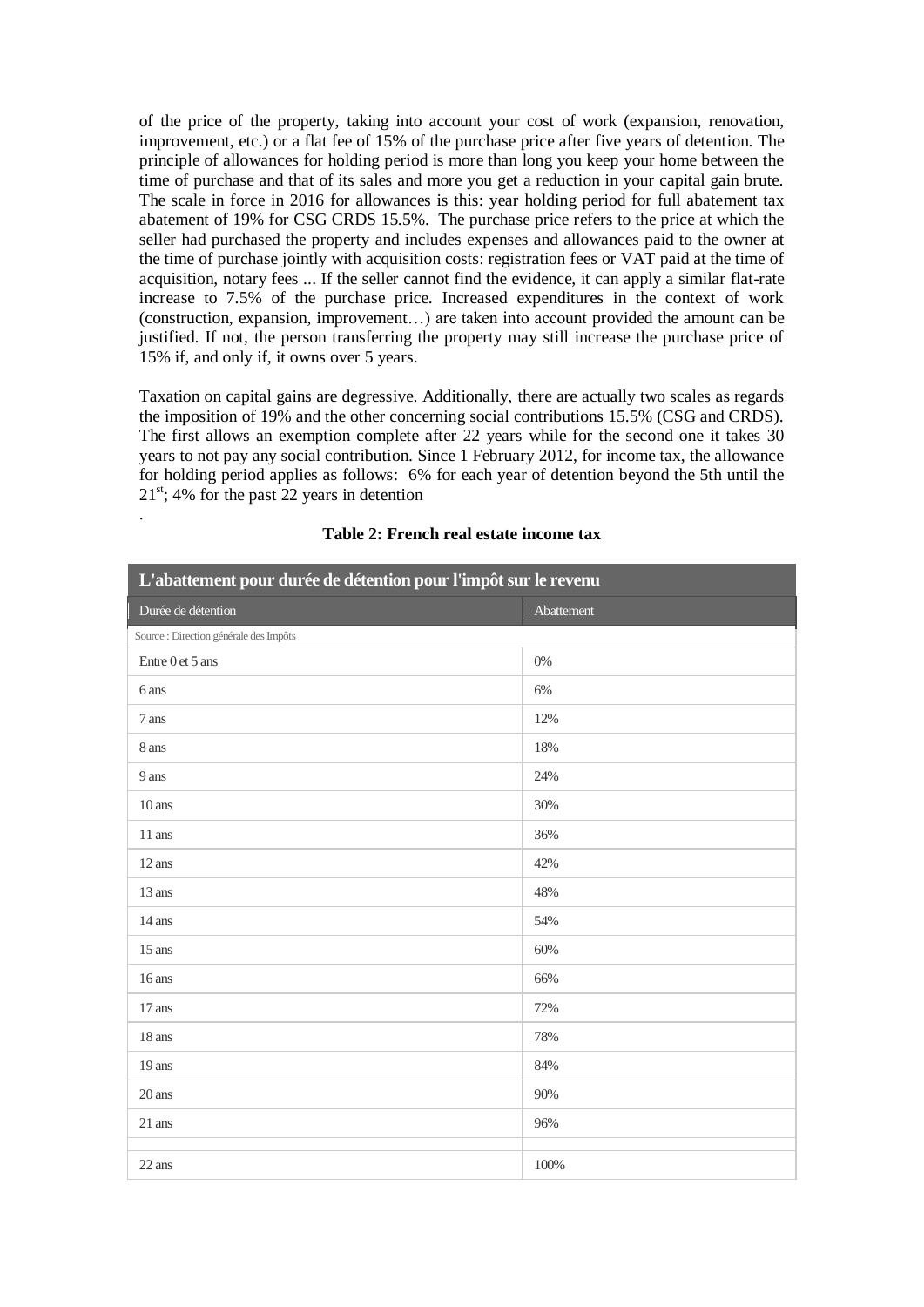of the price of the property, taking into account your cost of work (expansion, renovation, improvement, etc.) or a flat fee of 15% of the purchase price after five years of detention. The principle of allowances for holding period is more than long you keep your home between the time of purchase and that of its sales and more you get a reduction in your capital gain brute. The scale in force in 2016 for allowances is this: year holding period for full abatement tax abatement of 19% for CSG CRDS 15.5%. The purchase price refers to the price at which the seller had purchased the property and includes expenses and allowances paid to the owner at the time of purchase jointly with acquisition costs: registration fees or VAT paid at the time of acquisition, notary fees ... If the seller cannot find the evidence, it can apply a similar flat-rate increase to 7.5% of the purchase price. Increased expenditures in the context of work (construction, expansion, improvement…) are taken into account provided the amount can be justified. If not, the person transferring the property may still increase the purchase price of 15% if, and only if, it owns over 5 years.

Taxation on capital gains are degressive. Additionally, there are actually two scales as regards the imposition of 19% and the other concerning social contributions 15.5% (CSG and CRDS). The first allows an exemption complete after 22 years while for the second one it takes 30 years to not pay any social contribution. Since 1 February 2012, for income tax, the allowance for holding period applies as follows: 6% for each year of detention beyond the 5th until the 21st; 4% for the past 22 years in detention

.

**Table 2: French real estate income tax**

| L'abattement pour durée de détention pour l'impôt sur le revenu | |
|---|---|
| Durée de détention | Abattement |
| Source : Direction générale des Impôts | |
| Entre 0 et 5 ans | 0% |
| 6 ans | 6% |
| 7 ans | 12% |
| 8 ans | 18% |
| 9 ans | 24% |
| 10 ans | 30% |
| 11 ans | 36% |
| 12 ans | 42% |
| 13 ans | 48% |
| 14 ans | 54% |
| 15 ans | 60% |
| 16 ans | 66% |
| 17 ans | 72% |
| 18 ans | 78% |
| 19 ans | 84% |
| 20 ans | 90% |
| 21 ans | 96% |
| | |
| 22 ans | 100% |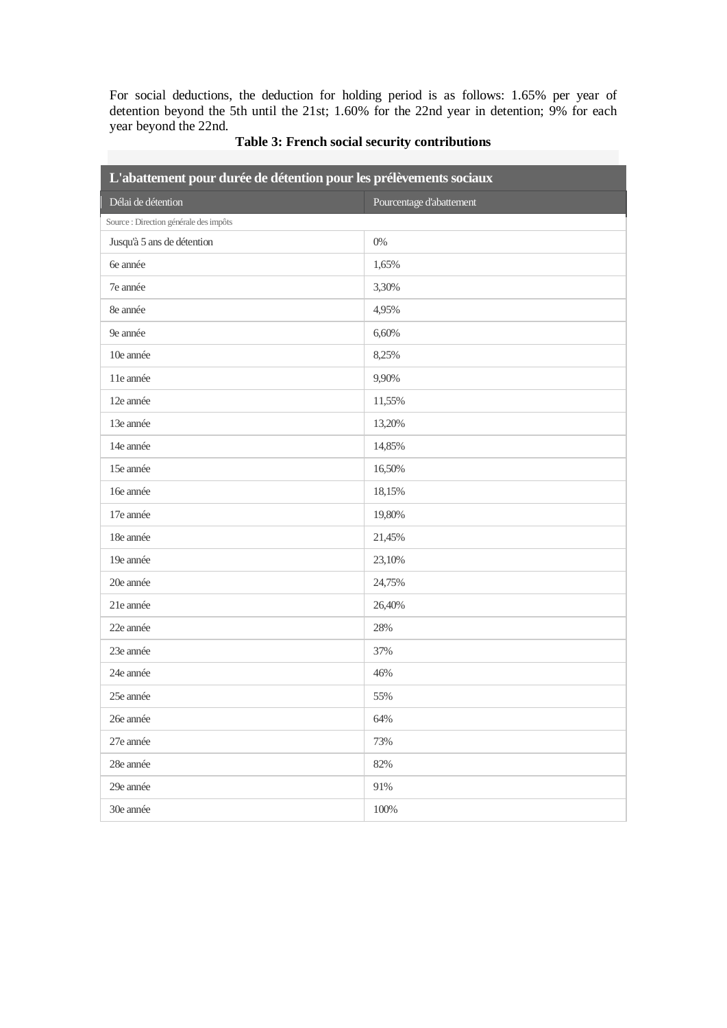For social deductions, the deduction for holding period is as follows: 1.65% per year of detention beyond the 5th until the 21st; 1.60% for the 22nd year in detention; 9% for each year beyond the 22nd.

**Table 3: French social security contributions**

| L'abattement pour durée de détention pour les prélèvements sociaux | |
|---|---|
| Délai de détention | Pourcentage d'abattement |
| Source : Direction générale des impôts | |
| Jusqu'à 5 ans de détention | 0% |
| 6e année | 1,65% |
| 7e année | 3,30% |
| 8e année | 4,95% |
| 9e année | 6,60% |
| 10e année | 8,25% |
| 11e année | 9,90% |
| 12e année | 11,55% |
| 13e année | 13,20% |
| 14e année | 14,85% |
| 15e année | 16,50% |
| 16e année | 18,15% |
| 17e année | 19,80% |
| 18e année | 21,45% |
| 19e année | 23,10% |
| 20e année | 24,75% |
| 21e année | 26,40% |
| 22e année | 28% |
| 23e année | 37% |
| 24e année | 46% |
| 25e année | 55% |
| 26e année | 64% |
| 27e année | 73% |
| 28e année | 82% |
| 29e année | 91% |
| 30e année | 100% |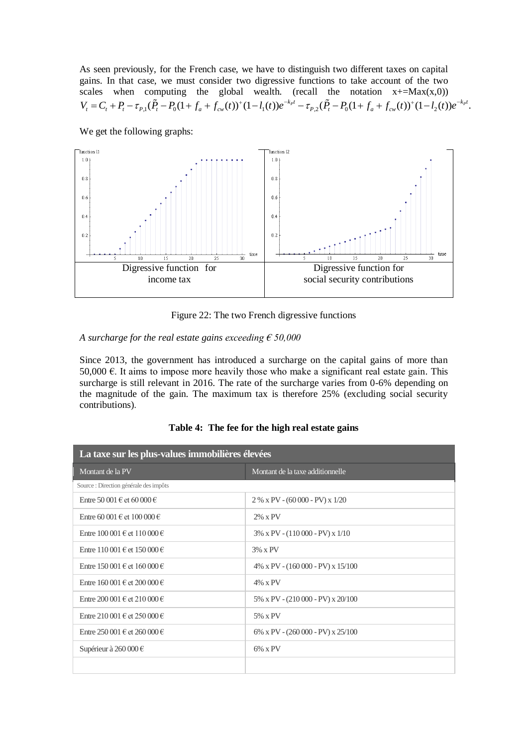As seen previously, for the French case, we have to distinguish two different taxes on capital gains. In that case, we must consider two digressive functions to take account of the two scales when computing the global wealth. (recall the notation x+=Max(x,0))

$$V_t = C_t + P_t - \tau_{P,1}(\tilde{P}_t - P_0(1+f_a+f_{cw}(t))^+(1-l_1(t))e^{-k_P t} - \tau_{P,2}(\tilde{P}_t - P_0(1+f_a+f_{cw}(t))^+(1-l_2(t))e^{-k_P t}.$$

We get the following graphs:

| Digressive function for income tax | Digressive function for social security contributions |
|---|---|

Figure 22: The two French digressive functions

*A surcharge for the real estate gains exceeding € 50,000*

Since 2013, the government has introduced a surcharge on the capital gains of more than 50,000 €. It aims to impose more heavily those who make a significant real estate gain. This surcharge is still relevant in 2016. The rate of the surcharge varies from 0-6% depending on the magnitude of the gain. The maximum tax is therefore 25% (excluding social security contributions).

**Table 4: The fee for the high real estate gains**

| La taxe sur les plus-values immobilières élevées | |
|---|---|
| Montant de la PV | Montant de la taxe additionnelle |
| Source : Direction générale des impôts | |
| Entre 50 001 € et 60 000 € | 2 % x PV - (60 000 - PV) x 1/20 |
| Entre 60 001 € et 100 000 € | 2% x PV |
| Entre 100 001 € et 110 000 € | 3% x PV - (110 000 - PV) x 1/10 |
| Entre 110 001 € et 150 000 € | 3% x PV |
| Entre 150 001 € et 160 000 € | 4% x PV - (160 000 - PV) x 15/100 |
| Entre 160 001 € et 200 000 € | 4% x PV |
| Entre 200 001 € et 210 000 € | 5% x PV - (210 000 - PV) x 20/100 |
| Entre 210 001 € et 250 000 € | 5% x PV |
| Entre 250 001 € et 260 000 € | 6% x PV - (260 000 - PV) x 25/100 |
| Supérieur à 260 000 € | 6% x PV |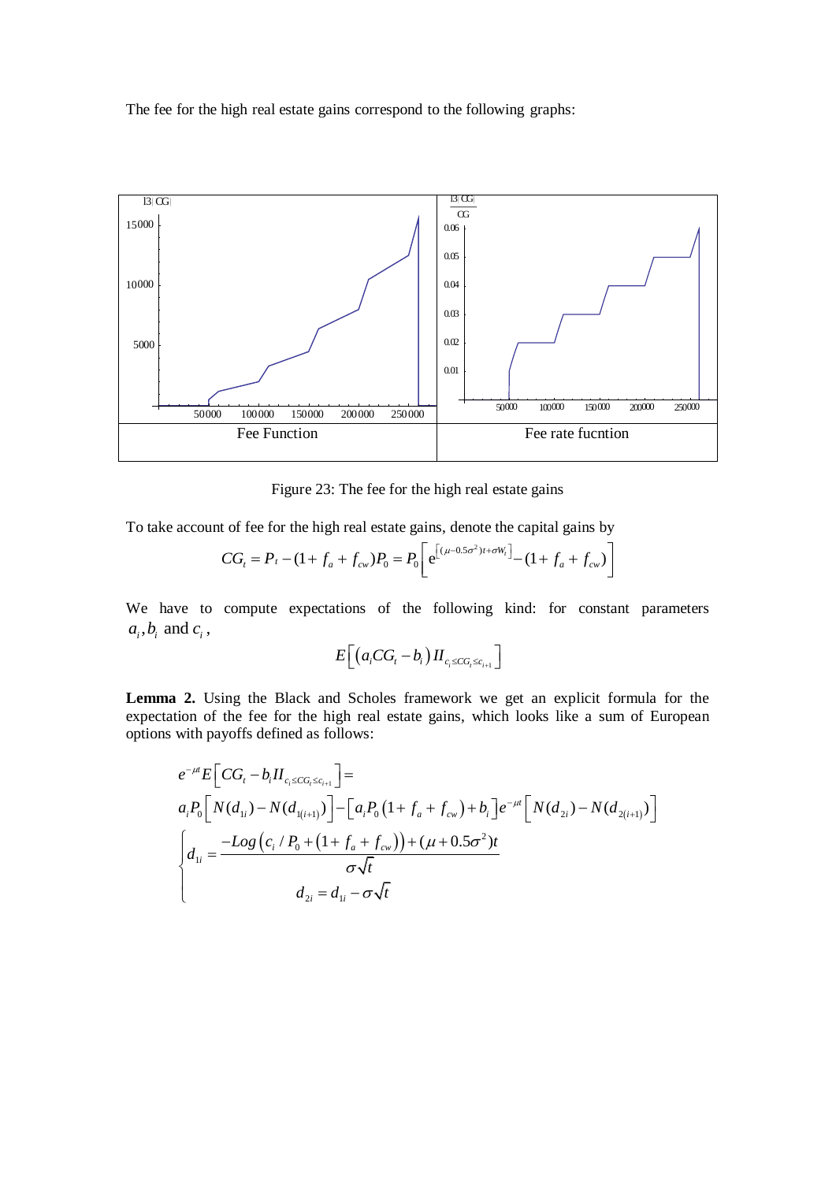The fee for the high real estate gains correspond to the following graphs:

I3|CG|

15000

10000

5000

50000 100000 150000 200000 250000

Fee Function

I3|CG| / CG

0.06

0.05

0.04

0.03

0.02

0.01

50000 100000 150000 200000 250000

Fee rate fucntion

Figure 23: The fee for the high real estate gains

To take account of fee for the high real estate gains, denote the capital gains by

$$CG_t = P_t - (1 + f_a + f_{cw})P_0 = P_0\left[ e^{\left[(\mu - 0.5\sigma^2)t + \sigma W_t\right]} - (1 + f_a + f_{cw}) \right]$$

We have to compute expectations of the following kind: for constant parameters $a_i, b_i$ and $c_i$,

$$E\left[ \left(a_i CG_t - b_i\right) II_{c_i \le CG_t \le c_{i+1}} \right]$$

**Lemma 2.** Using the Black and Scholes framework we get an explicit formula for the expectation of the fee for the high real estate gains, which looks like a sum of European options with payoffs defined as follows:

$$e^{-\mu t} E\left[ CG_t - b_i II_{c_i \le CG_t \le c_{i+1}} \right] =$$

$$a_i P_0 \left[ N(d_{1i}) - N(d_{1(i+1)}) \right] - \left[ a_i P_0 \left(1 + f_a + f_{cw}\right) + b_i \right] e^{-\mu t} \left[ N(d_{2i}) - N(d_{2(i+1)}) \right]$$

$$\begin{cases} d_{1i} = \dfrac{-Log\left(c_i / P_0 + \left(1 + f_a + f_{cw}\right)\right) + (\mu + 0.5\sigma^2)t}{\sigma\sqrt{t}} \\ d_{2i} = d_{1i} - \sigma\sqrt{t} \end{cases}$$